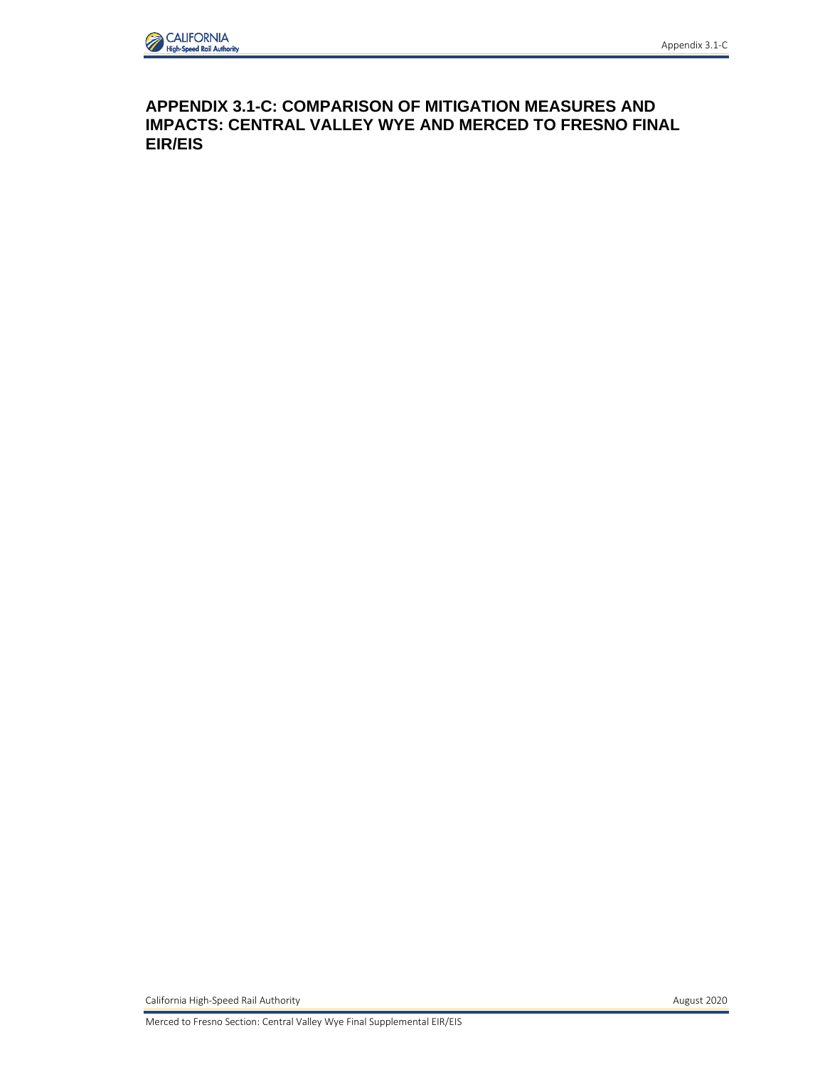# APPENDIX 3.1-C: COMPARISON OF MITIGATION MEASURES AND IMPACTS: CENTRAL VALLEY WYE AND MERCED TO FRESNO FINAL EIR/EIS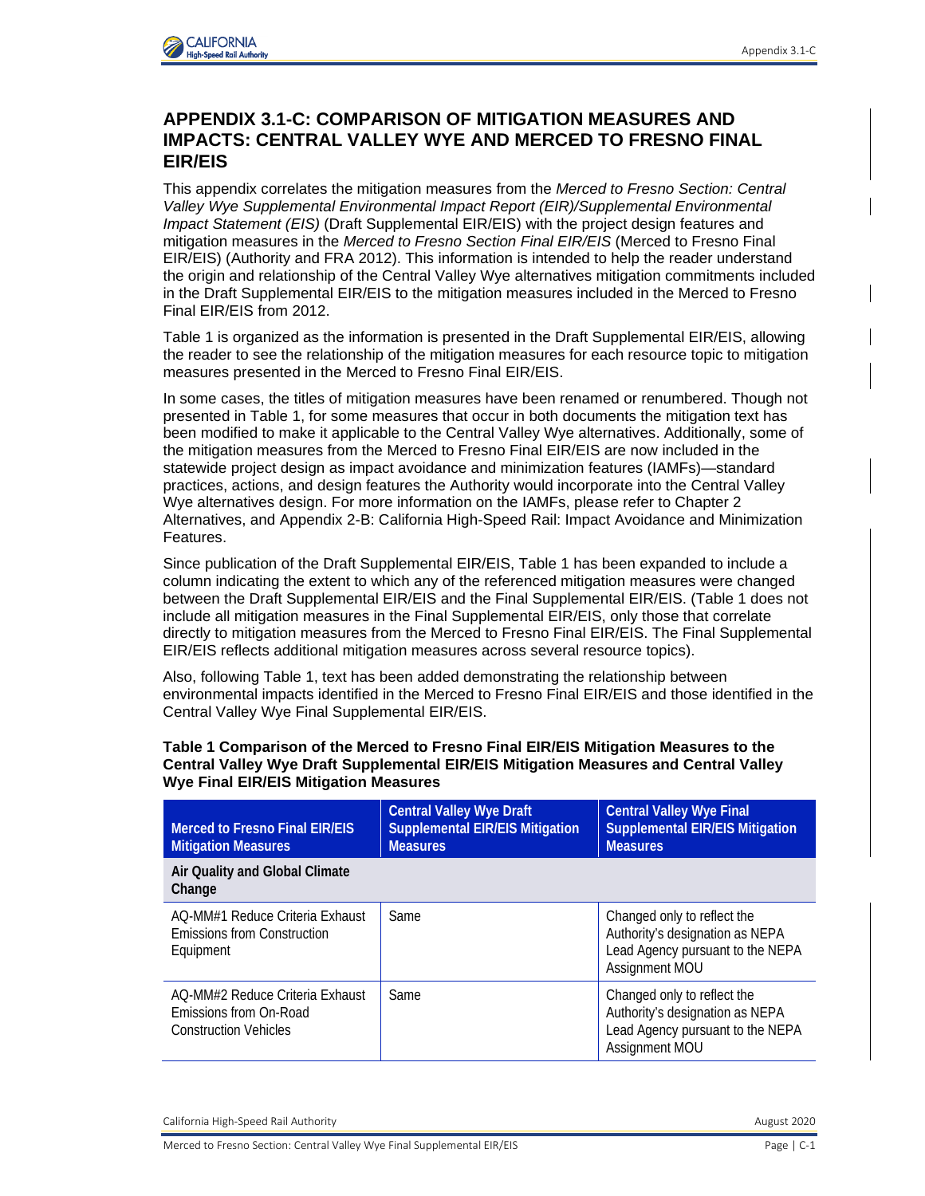# APPENDIX 3.1-C: COMPARISON OF MITIGATION MEASURES AND IMPACTS: CENTRAL VALLEY WYE AND MERCED TO FRESNO FINAL EIR/EIS

This appendix correlates the mitigation measures from the *Merced to Fresno Section: Central Valley Wye Supplemental Environmental Impact Report (EIR)/Supplemental Environmental Impact Statement (EIS)* (Draft Supplemental EIR/EIS) with the project design features and mitigation measures in the *Merced to Fresno Section Final EIR/EIS* (Merced to Fresno Final EIR/EIS) (Authority and FRA 2012). This information is intended to help the reader understand the origin and relationship of the Central Valley Wye alternatives mitigation commitments included in the Draft Supplemental EIR/EIS to the mitigation measures included in the Merced to Fresno Final EIR/EIS from 2012.

Table 1 is organized as the information is presented in the Draft Supplemental EIR/EIS, allowing the reader to see the relationship of the mitigation measures for each resource topic to mitigation measures presented in the Merced to Fresno Final EIR/EIS.

In some cases, the titles of mitigation measures have been renamed or renumbered. Though not presented in Table 1, for some measures that occur in both documents the mitigation text has been modified to make it applicable to the Central Valley Wye alternatives. Additionally, some of the mitigation measures from the Merced to Fresno Final EIR/EIS are now included in the statewide project design as impact avoidance and minimization features (IAMFs)—standard practices, actions, and design features the Authority would incorporate into the Central Valley Wye alternatives design. For more information on the IAMFs, please refer to Chapter 2 Alternatives, and Appendix 2-B: California High-Speed Rail: Impact Avoidance and Minimization Features.

Since publication of the Draft Supplemental EIR/EIS, Table 1 has been expanded to include a column indicating the extent to which any of the referenced mitigation measures were changed between the Draft Supplemental EIR/EIS and the Final Supplemental EIR/EIS. (Table 1 does not include all mitigation measures in the Final Supplemental EIR/EIS, only those that correlate directly to mitigation measures from the Merced to Fresno Final EIR/EIS. The Final Supplemental EIR/EIS reflects additional mitigation measures across several resource topics).

Also, following Table 1, text has been added demonstrating the relationship between environmental impacts identified in the Merced to Fresno Final EIR/EIS and those identified in the Central Valley Wye Final Supplemental EIR/EIS.

**Table 1 Comparison of the Merced to Fresno Final EIR/EIS Mitigation Measures to the Central Valley Wye Draft Supplemental EIR/EIS Mitigation Measures and Central Valley Wye Final EIR/EIS Mitigation Measures**

| Merced to Fresno Final EIR/EIS Mitigation Measures | Central Valley Wye Draft Supplemental EIR/EIS Mitigation Measures | Central Valley Wye Final Supplemental EIR/EIS Mitigation Measures |
|---|---|---|
| **Air Quality and Global Climate Change** | | |
| AQ-MM#1 Reduce Criteria Exhaust Emissions from Construction Equipment | Same | Changed only to reflect the Authority's designation as NEPA Lead Agency pursuant to the NEPA Assignment MOU |
| AQ-MM#2 Reduce Criteria Exhaust Emissions from On-Road Construction Vehicles | Same | Changed only to reflect the Authority's designation as NEPA Lead Agency pursuant to the NEPA Assignment MOU |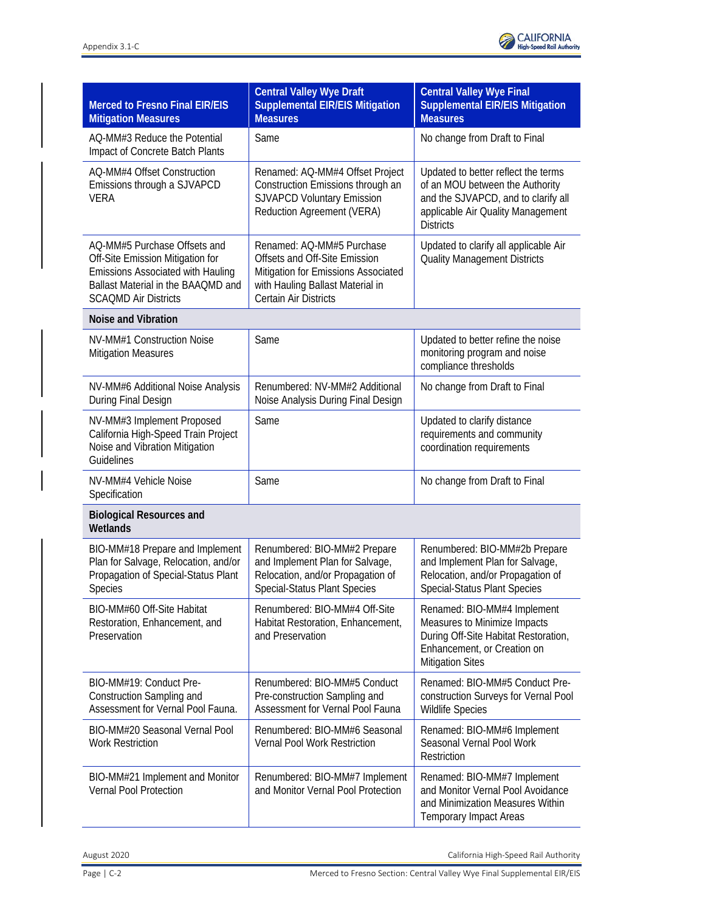| Merced to Fresno Final EIR/EIS Mitigation Measures | Central Valley Wye Draft Supplemental EIR/EIS Mitigation Measures | Central Valley Wye Final Supplemental EIR/EIS Mitigation Measures |
|---|---|---|
| AQ-MM#3 Reduce the Potential Impact of Concrete Batch Plants | Same | No change from Draft to Final |
| AQ-MM#4 Offset Construction Emissions through a SJVAPCD VERA | Renamed: AQ-MM#4 Offset Project Construction Emissions through an SJVAPCD Voluntary Emission Reduction Agreement (VERA) | Updated to better reflect the terms of an MOU between the Authority and the SJVAPCD, and to clarify all applicable Air Quality Management Districts |
| AQ-MM#5 Purchase Offsets and Off-Site Emission Mitigation for Emissions Associated with Hauling Ballast Material in the BAAQMD and SCAQMD Air Districts | Renamed: AQ-MM#5 Purchase Offsets and Off-Site Emission Mitigation for Emissions Associated with Hauling Ballast Material in Certain Air Districts | Updated to clarify all applicable Air Quality Management Districts |
| **Noise and Vibration** | | |
| NV-MM#1 Construction Noise Mitigation Measures | Same | Updated to better refine the noise monitoring program and noise compliance thresholds |
| NV-MM#6 Additional Noise Analysis During Final Design | Renumbered: NV-MM#2 Additional Noise Analysis During Final Design | No change from Draft to Final |
| NV-MM#3 Implement Proposed California High-Speed Train Project Noise and Vibration Mitigation Guidelines | Same | Updated to clarify distance requirements and community coordination requirements |
| NV-MM#4 Vehicle Noise Specification | Same | No change from Draft to Final |
| **Biological Resources and Wetlands** | | |
| BIO-MM#18 Prepare and Implement Plan for Salvage, Relocation, and/or Propagation of Special-Status Plant Species | Renumbered: BIO-MM#2 Prepare and Implement Plan for Salvage, Relocation, and/or Propagation of Special-Status Plant Species | Renumbered: BIO-MM#2b Prepare and Implement Plan for Salvage, Relocation, and/or Propagation of Special-Status Plant Species |
| BIO-MM#60 Off-Site Habitat Restoration, Enhancement, and Preservation | Renumbered: BIO-MM#4 Off-Site Habitat Restoration, Enhancement, and Preservation | Renamed: BIO-MM#4 Implement Measures to Minimize Impacts During Off-Site Habitat Restoration, Enhancement, or Creation on Mitigation Sites |
| BIO-MM#19: Conduct Pre-Construction Sampling and Assessment for Vernal Pool Fauna. | Renumbered: BIO-MM#5 Conduct Pre-construction Sampling and Assessment for Vernal Pool Fauna | Renamed: BIO-MM#5 Conduct Pre-construction Surveys for Vernal Pool Wildlife Species |
| BIO-MM#20 Seasonal Vernal Pool Work Restriction | Renumbered: BIO-MM#6 Seasonal Vernal Pool Work Restriction | Renamed: BIO-MM#6 Implement Seasonal Vernal Pool Work Restriction |
| BIO-MM#21 Implement and Monitor Vernal Pool Protection | Renumbered: BIO-MM#7 Implement and Monitor Vernal Pool Protection | Renamed: BIO-MM#7 Implement and Monitor Vernal Pool Avoidance and Minimization Measures Within Temporary Impact Areas |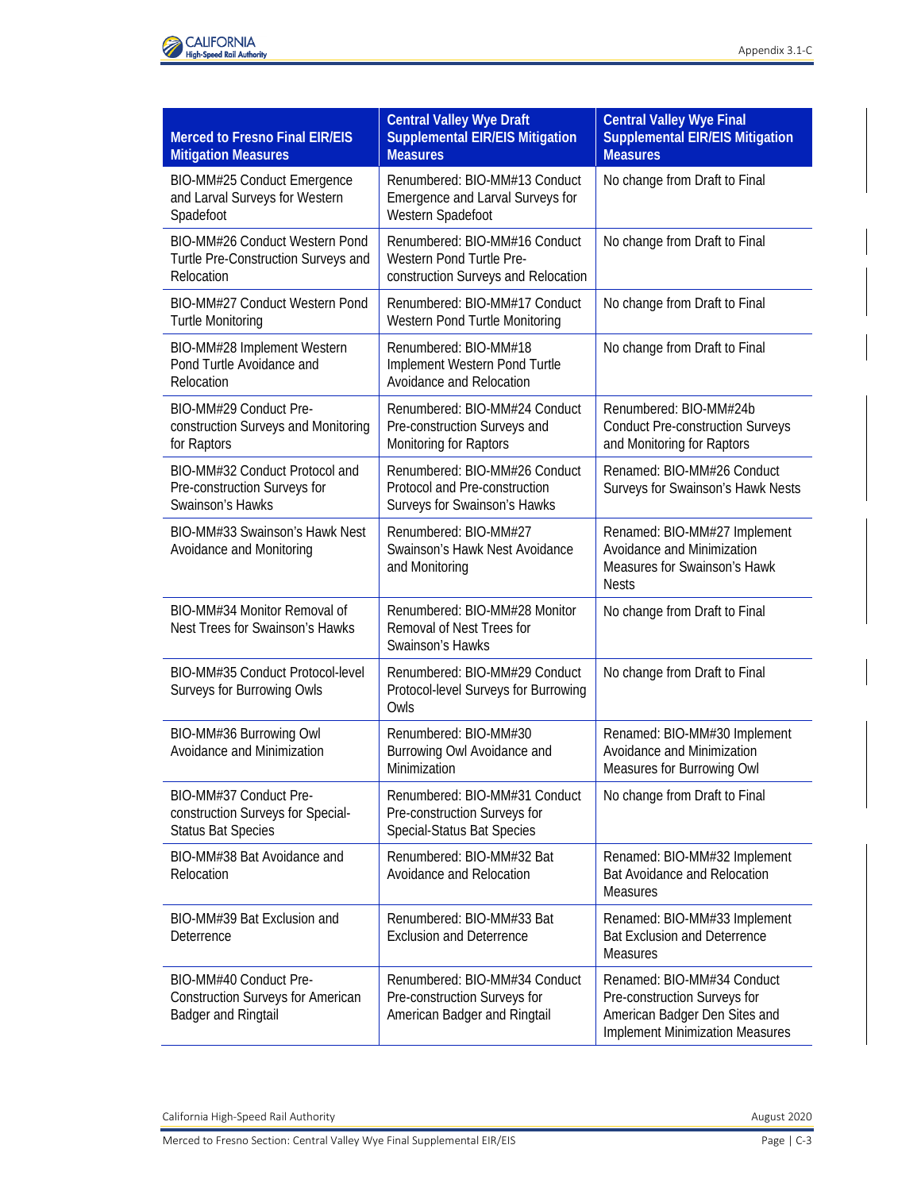| Merced to Fresno Final EIR/EIS Mitigation Measures | Central Valley Wye Draft Supplemental EIR/EIS Mitigation Measures | Central Valley Wye Final Supplemental EIR/EIS Mitigation Measures |
|---|---|---|
| BIO-MM#25 Conduct Emergence and Larval Surveys for Western Spadefoot | Renumbered: BIO-MM#13 Conduct Emergence and Larval Surveys for Western Spadefoot | No change from Draft to Final |
| BIO-MM#26 Conduct Western Pond Turtle Pre-Construction Surveys and Relocation | Renumbered: BIO-MM#16 Conduct Western Pond Turtle Pre-construction Surveys and Relocation | No change from Draft to Final |
| BIO-MM#27 Conduct Western Pond Turtle Monitoring | Renumbered: BIO-MM#17 Conduct Western Pond Turtle Monitoring | No change from Draft to Final |
| BIO-MM#28 Implement Western Pond Turtle Avoidance and Relocation | Renumbered: BIO-MM#18 Implement Western Pond Turtle Avoidance and Relocation | No change from Draft to Final |
| BIO-MM#29 Conduct Pre-construction Surveys and Monitoring for Raptors | Renumbered: BIO-MM#24 Conduct Pre-construction Surveys and Monitoring for Raptors | Renumbered: BIO-MM#24b Conduct Pre-construction Surveys and Monitoring for Raptors |
| BIO-MM#32 Conduct Protocol and Pre-construction Surveys for Swainson's Hawks | Renumbered: BIO-MM#26 Conduct Protocol and Pre-construction Surveys for Swainson's Hawks | Renamed: BIO-MM#26 Conduct Surveys for Swainson's Hawk Nests |
| BIO-MM#33 Swainson's Hawk Nest Avoidance and Monitoring | Renumbered: BIO-MM#27 Swainson's Hawk Nest Avoidance and Monitoring | Renamed: BIO-MM#27 Implement Avoidance and Minimization Measures for Swainson's Hawk Nests |
| BIO-MM#34 Monitor Removal of Nest Trees for Swainson's Hawks | Renumbered: BIO-MM#28 Monitor Removal of Nest Trees for Swainson's Hawks | No change from Draft to Final |
| BIO-MM#35 Conduct Protocol-level Surveys for Burrowing Owls | Renumbered: BIO-MM#29 Conduct Protocol-level Surveys for Burrowing Owls | No change from Draft to Final |
| BIO-MM#36 Burrowing Owl Avoidance and Minimization | Renumbered: BIO-MM#30 Burrowing Owl Avoidance and Minimization | Renamed: BIO-MM#30 Implement Avoidance and Minimization Measures for Burrowing Owl |
| BIO-MM#37 Conduct Pre-construction Surveys for Special-Status Bat Species | Renumbered: BIO-MM#31 Conduct Pre-construction Surveys for Special-Status Bat Species | No change from Draft to Final |
| BIO-MM#38 Bat Avoidance and Relocation | Renumbered: BIO-MM#32 Bat Avoidance and Relocation | Renamed: BIO-MM#32 Implement Bat Avoidance and Relocation Measures |
| BIO-MM#39 Bat Exclusion and Deterrence | Renumbered: BIO-MM#33 Bat Exclusion and Deterrence | Renamed: BIO-MM#33 Implement Bat Exclusion and Deterrence Measures |
| BIO-MM#40 Conduct Pre-Construction Surveys for American Badger and Ringtail | Renumbered: BIO-MM#34 Conduct Pre-construction Surveys for American Badger and Ringtail | Renamed: BIO-MM#34 Conduct Pre-construction Surveys for American Badger Den Sites and Implement Minimization Measures |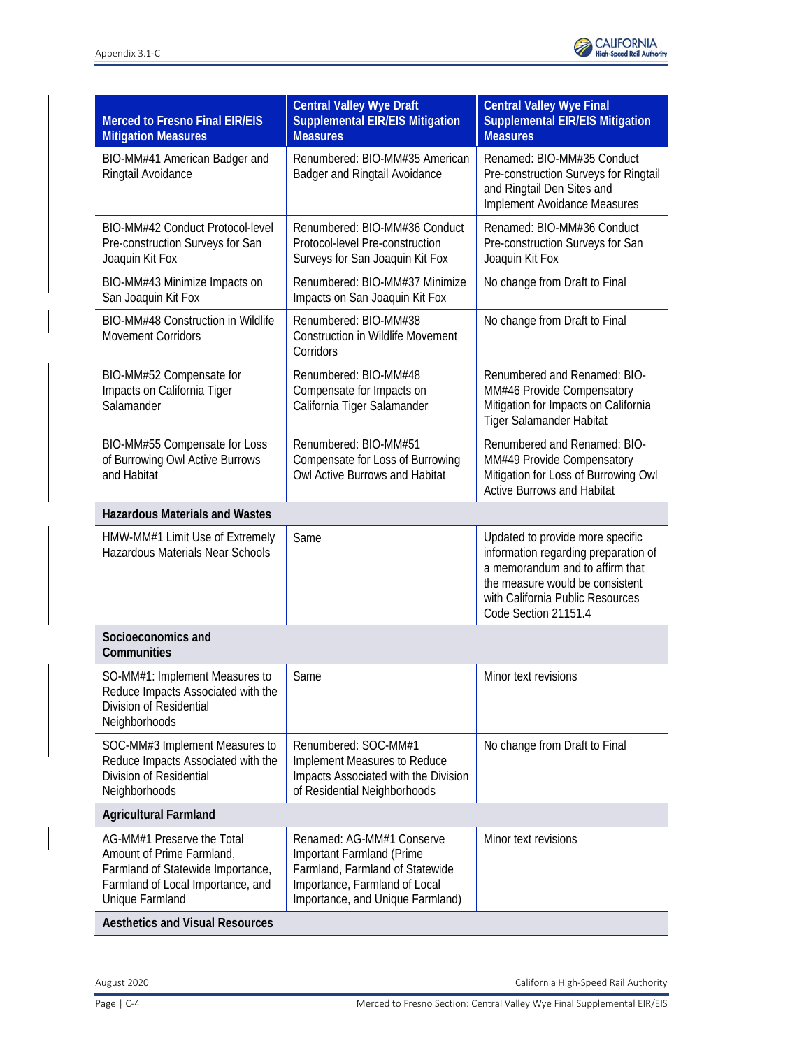| Merced to Fresno Final EIR/EIS Mitigation Measures | Central Valley Wye Draft Supplemental EIR/EIS Mitigation Measures | Central Valley Wye Final Supplemental EIR/EIS Mitigation Measures |
|---|---|---|
| BIO-MM#41 American Badger and Ringtail Avoidance | Renumbered: BIO-MM#35 American Badger and Ringtail Avoidance | Renamed: BIO-MM#35 Conduct Pre-construction Surveys for Ringtail and Ringtail Den Sites and Implement Avoidance Measures |
| BIO-MM#42 Conduct Protocol-level Pre-construction Surveys for San Joaquin Kit Fox | Renumbered: BIO-MM#36 Conduct Protocol-level Pre-construction Surveys for San Joaquin Kit Fox | Renamed: BIO-MM#36 Conduct Pre-construction Surveys for San Joaquin Kit Fox |
| BIO-MM#43 Minimize Impacts on San Joaquin Kit Fox | Renumbered: BIO-MM#37 Minimize Impacts on San Joaquin Kit Fox | No change from Draft to Final |
| BIO-MM#48 Construction in Wildlife Movement Corridors | Renumbered: BIO-MM#38 Construction in Wildlife Movement Corridors | No change from Draft to Final |
| BIO-MM#52 Compensate for Impacts on California Tiger Salamander | Renumbered: BIO-MM#48 Compensate for Impacts on California Tiger Salamander | Renumbered and Renamed: BIO-MM#46 Provide Compensatory Mitigation for Impacts on California Tiger Salamander Habitat |
| BIO-MM#55 Compensate for Loss of Burrowing Owl Active Burrows and Habitat | Renumbered: BIO-MM#51 Compensate for Loss of Burrowing Owl Active Burrows and Habitat | Renumbered and Renamed: BIO-MM#49 Provide Compensatory Mitigation for Loss of Burrowing Owl Active Burrows and Habitat |
| **Hazardous Materials and Wastes** | | |
| HMW-MM#1 Limit Use of Extremely Hazardous Materials Near Schools | Same | Updated to provide more specific information regarding preparation of a memorandum and to affirm that the measure would be consistent with California Public Resources Code Section 21151.4 |
| **Socioeconomics and Communities** | | |
| SO-MM#1: Implement Measures to Reduce Impacts Associated with the Division of Residential Neighborhoods | Same | Minor text revisions |
| SOC-MM#3 Implement Measures to Reduce Impacts Associated with the Division of Residential Neighborhoods | Renumbered: SOC-MM#1 Implement Measures to Reduce Impacts Associated with the Division of Residential Neighborhoods | No change from Draft to Final |
| **Agricultural Farmland** | | |
| AG-MM#1 Preserve the Total Amount of Prime Farmland, Farmland of Statewide Importance, Farmland of Local Importance, and Unique Farmland | Renamed: AG-MM#1 Conserve Important Farmland (Prime Farmland, Farmland of Statewide Importance, Farmland of Local Importance, and Unique Farmland) | Minor text revisions |
| **Aesthetics and Visual Resources** | | |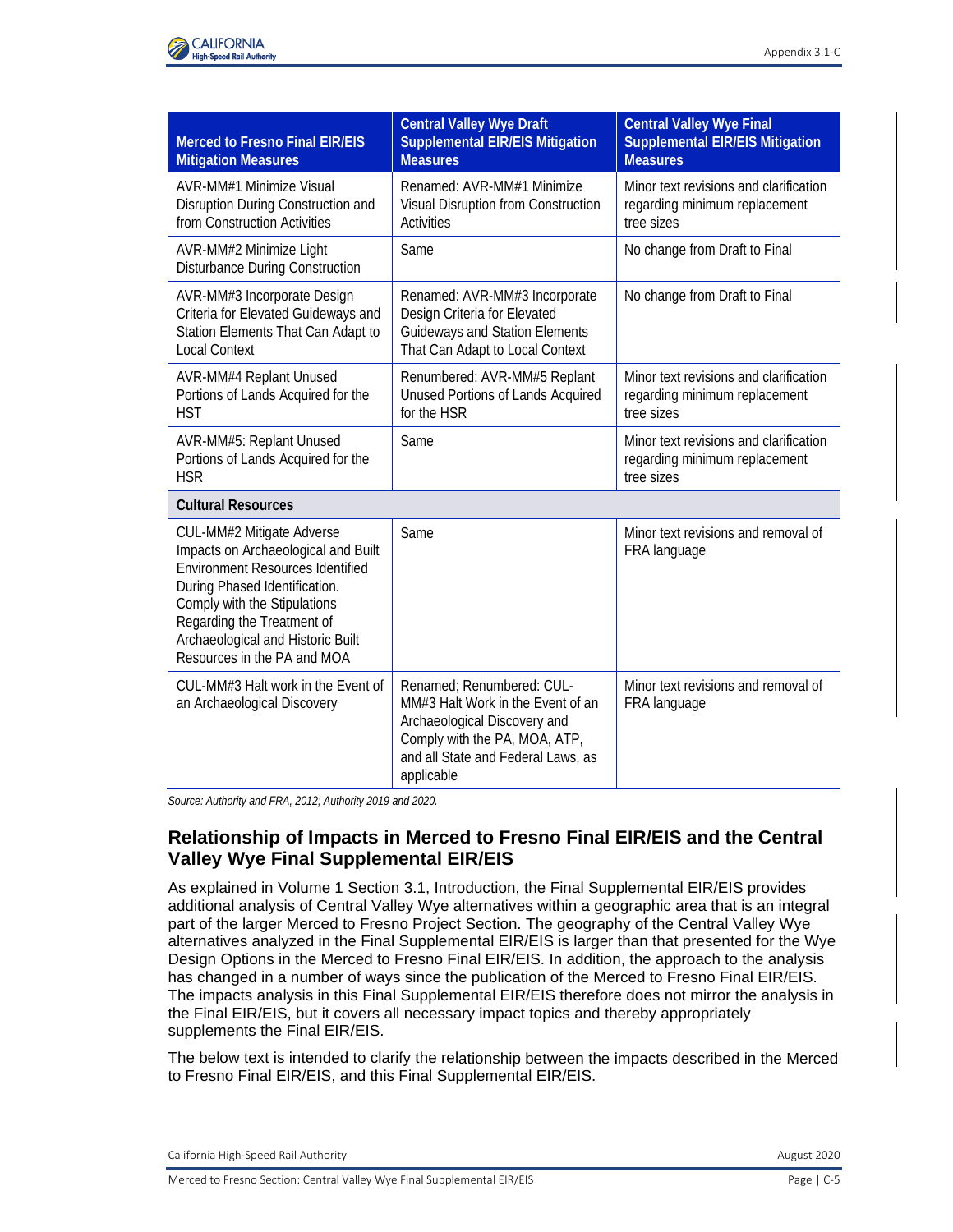| Merced to Fresno Final EIR/EIS Mitigation Measures | Central Valley Wye Draft Supplemental EIR/EIS Mitigation Measures | Central Valley Wye Final Supplemental EIR/EIS Mitigation Measures |
|---|---|---|
| AVR-MM#1 Minimize Visual Disruption During Construction and from Construction Activities | Renamed: AVR-MM#1 Minimize Visual Disruption from Construction Activities | Minor text revisions and clarification regarding minimum replacement tree sizes |
| AVR-MM#2 Minimize Light Disturbance During Construction | Same | No change from Draft to Final |
| AVR-MM#3 Incorporate Design Criteria for Elevated Guideways and Station Elements That Can Adapt to Local Context | Renamed: AVR-MM#3 Incorporate Design Criteria for Elevated Guideways and Station Elements That Can Adapt to Local Context | No change from Draft to Final |
| AVR-MM#4 Replant Unused Portions of Lands Acquired for the HST | Renumbered: AVR-MM#5 Replant Unused Portions of Lands Acquired for the HSR | Minor text revisions and clarification regarding minimum replacement tree sizes |
| AVR-MM#5: Replant Unused Portions of Lands Acquired for the HSR | Same | Minor text revisions and clarification regarding minimum replacement tree sizes |
| **Cultural Resources** | | |
| CUL-MM#2 Mitigate Adverse Impacts on Archaeological and Built Environment Resources Identified During Phased Identification. Comply with the Stipulations Regarding the Treatment of Archaeological and Historic Built Resources in the PA and MOA | Same | Minor text revisions and removal of FRA language |
| CUL-MM#3 Halt work in the Event of an Archaeological Discovery | Renamed; Renumbered: CUL-MM#3 Halt Work in the Event of an Archaeological Discovery and Comply with the PA, MOA, ATP, and all State and Federal Laws, as applicable | Minor text revisions and removal of FRA language |

*Source: Authority and FRA, 2012; Authority 2019 and 2020.*

## Relationship of Impacts in Merced to Fresno Final EIR/EIS and the Central Valley Wye Final Supplemental EIR/EIS

As explained in Volume 1 Section 3.1, Introduction, the Final Supplemental EIR/EIS provides additional analysis of Central Valley Wye alternatives within a geographic area that is an integral part of the larger Merced to Fresno Project Section. The geography of the Central Valley Wye alternatives analyzed in the Final Supplemental EIR/EIS is larger than that presented for the Wye Design Options in the Merced to Fresno Final EIR/EIS. In addition, the approach to the analysis has changed in a number of ways since the publication of the Merced to Fresno Final EIR/EIS. The impacts analysis in this Final Supplemental EIR/EIS therefore does not mirror the analysis in the Final EIR/EIS, but it covers all necessary impact topics and thereby appropriately supplements the Final EIR/EIS.

The below text is intended to clarify the relationship between the impacts described in the Merced to Fresno Final EIR/EIS, and this Final Supplemental EIR/EIS.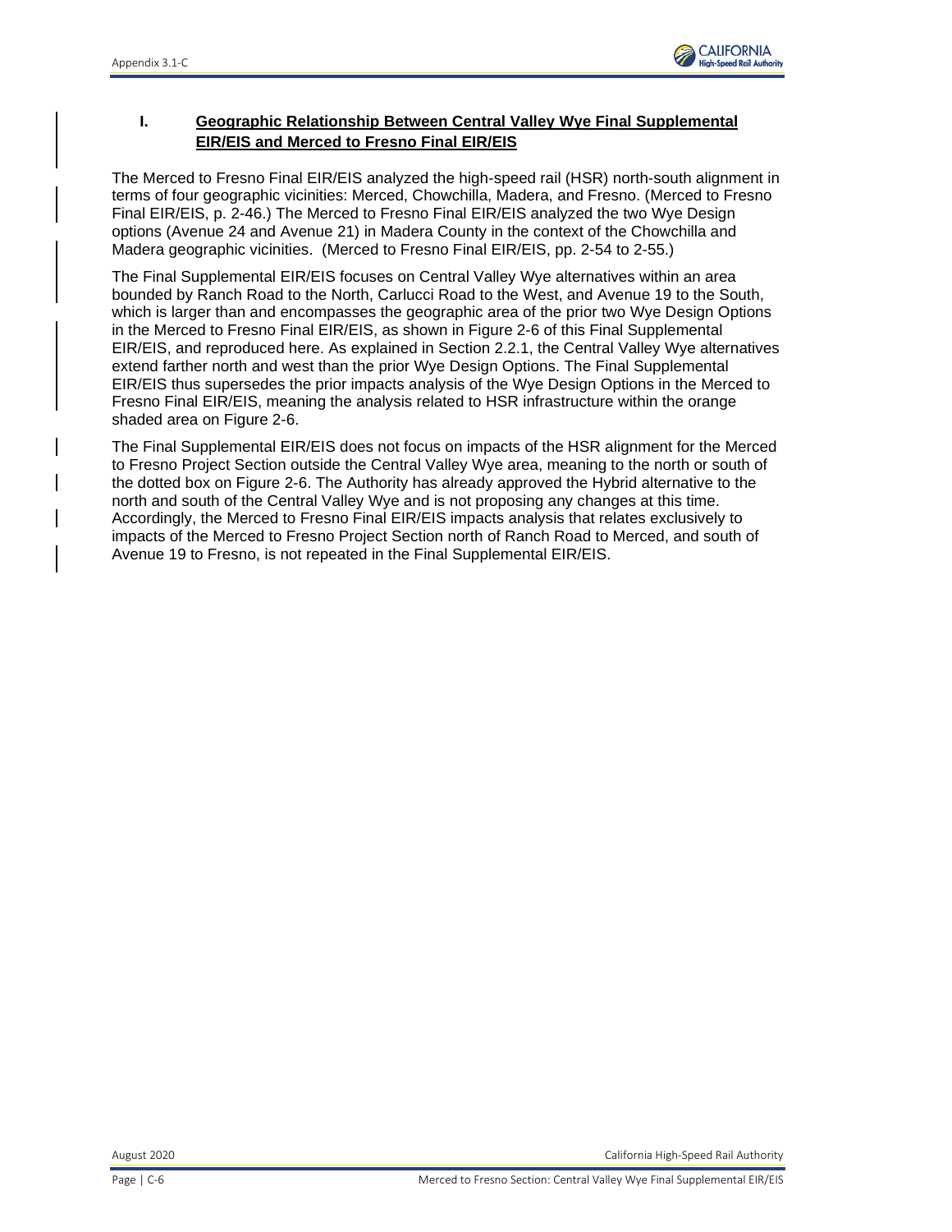## I. Geographic Relationship Between Central Valley Wye Final Supplemental EIR/EIS and Merced to Fresno Final EIR/EIS

The Merced to Fresno Final EIR/EIS analyzed the high-speed rail (HSR) north-south alignment in terms of four geographic vicinities: Merced, Chowchilla, Madera, and Fresno. (Merced to Fresno Final EIR/EIS, p. 2-46.) The Merced to Fresno Final EIR/EIS analyzed the two Wye Design options (Avenue 24 and Avenue 21) in Madera County in the context of the Chowchilla and Madera geographic vicinities. (Merced to Fresno Final EIR/EIS, pp. 2-54 to 2-55.)

The Final Supplemental EIR/EIS focuses on Central Valley Wye alternatives within an area bounded by Ranch Road to the North, Carlucci Road to the West, and Avenue 19 to the South, which is larger than and encompasses the geographic area of the prior two Wye Design Options in the Merced to Fresno Final EIR/EIS, as shown in Figure 2-6 of this Final Supplemental EIR/EIS, and reproduced here. As explained in Section 2.2.1, the Central Valley Wye alternatives extend farther north and west than the prior Wye Design Options. The Final Supplemental EIR/EIS thus supersedes the prior impacts analysis of the Wye Design Options in the Merced to Fresno Final EIR/EIS, meaning the analysis related to HSR infrastructure within the orange shaded area on Figure 2-6.

The Final Supplemental EIR/EIS does not focus on impacts of the HSR alignment for the Merced to Fresno Project Section outside the Central Valley Wye area, meaning to the north or south of the dotted box on Figure 2-6. The Authority has already approved the Hybrid alternative to the north and south of the Central Valley Wye and is not proposing any changes at this time. Accordingly, the Merced to Fresno Final EIR/EIS impacts analysis that relates exclusively to impacts of the Merced to Fresno Project Section north of Ranch Road to Merced, and south of Avenue 19 to Fresno, is not repeated in the Final Supplemental EIR/EIS.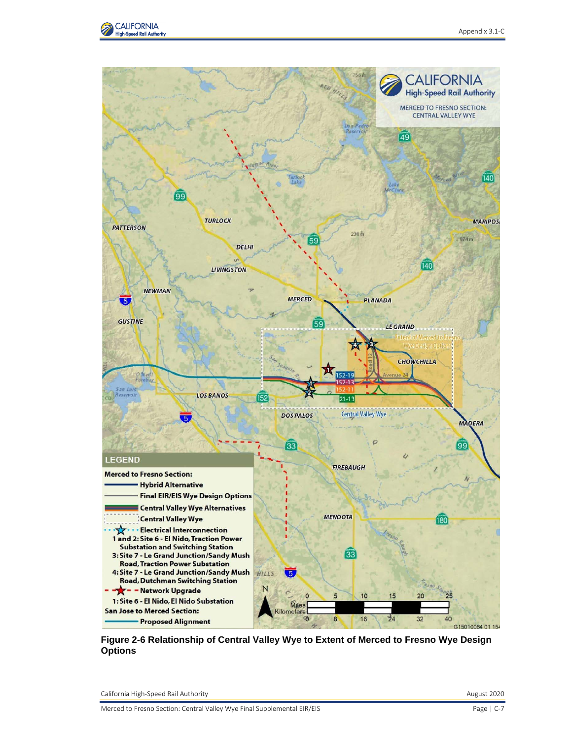CALIFORNIA
High-Speed Rail Authority

MERCED TO FRESNO SECTION:
CENTRAL VALLEY WYE

756 m
RED HILLS
Don Pedro Reservoir
49
140
Tuolumne River
Turlock Lake
Lake McClure
Merced River
99
MARIPOSA
TURLOCK
PATTERSON
236 m
874 m
59
DELHI
140
LIVINGSTON
NEWMAN
5
MERCED
PLANADA
GUSTINE
59
LE GRAND
Extent of Merced to Fresno Wye Design Option
Road 12
CHOWCHILLA
O'Neill Forebay
152-19
152-13
152-11
Avenue 24
San Luis Reservoir
LOS BANOS
152
21-13
5
DOS PALOS
Central Valley Wye
MADERA
99
33
FIREBAUGH
MENDOTA
180
33
HILLS
5
Fresno Slough

LEGEND

Merced to Fresno Section:

- Hybrid Alternative
- Final EIR/EIS Wye Design Options
- Central Valley Wye Alternatives
- Central Valley Wye
- Electrical Interconnection
  - 1 and 2: Site 6 - El Nido, Traction Power Substation and Switching Station
  - 3: Site 7 - Le Grand Junction/Sandy Mush Road, Traction Power Substation
  - 4: Site 7 - Le Grand Junction/Sandy Mush Road, Dutchman Switching Station
- Network Upgrade
  - 1: Site 6 - El Nido, El Nido Substation

San Jose to Merced Section:

- Proposed Alignment

N
Miles 0 5 10 15 20 25
Kilometers 0 8 16 24 32 40

G15010084 01 154

**Figure 2-6 Relationship of Central Valley Wye to Extent of Merced to Fresno Wye Design Options**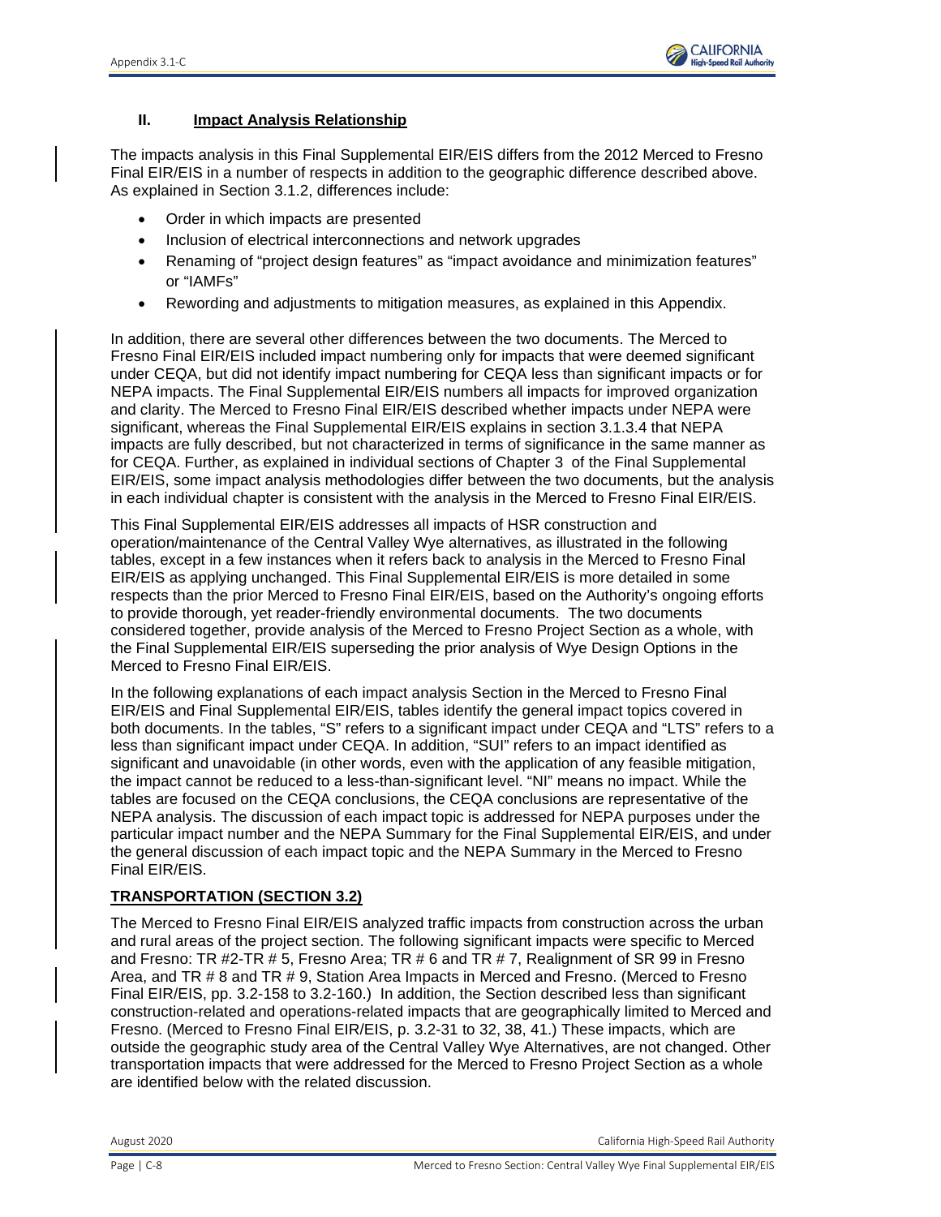## II. Impact Analysis Relationship

The impacts analysis in this Final Supplemental EIR/EIS differs from the 2012 Merced to Fresno Final EIR/EIS in a number of respects in addition to the geographic difference described above. As explained in Section 3.1.2, differences include:

- Order in which impacts are presented
- Inclusion of electrical interconnections and network upgrades
- Renaming of "project design features" as "impact avoidance and minimization features" or "IAMFs"
- Rewording and adjustments to mitigation measures, as explained in this Appendix.

In addition, there are several other differences between the two documents. The Merced to Fresno Final EIR/EIS included impact numbering only for impacts that were deemed significant under CEQA, but did not identify impact numbering for CEQA less than significant impacts or for NEPA impacts. The Final Supplemental EIR/EIS numbers all impacts for improved organization and clarity. The Merced to Fresno Final EIR/EIS described whether impacts under NEPA were significant, whereas the Final Supplemental EIR/EIS explains in section 3.1.3.4 that NEPA impacts are fully described, but not characterized in terms of significance in the same manner as for CEQA. Further, as explained in individual sections of Chapter 3 of the Final Supplemental EIR/EIS, some impact analysis methodologies differ between the two documents, but the analysis in each individual chapter is consistent with the analysis in the Merced to Fresno Final EIR/EIS.

This Final Supplemental EIR/EIS addresses all impacts of HSR construction and operation/maintenance of the Central Valley Wye alternatives, as illustrated in the following tables, except in a few instances when it refers back to analysis in the Merced to Fresno Final EIR/EIS as applying unchanged. This Final Supplemental EIR/EIS is more detailed in some respects than the prior Merced to Fresno Final EIR/EIS, based on the Authority's ongoing efforts to provide thorough, yet reader-friendly environmental documents. The two documents considered together, provide analysis of the Merced to Fresno Project Section as a whole, with the Final Supplemental EIR/EIS superseding the prior analysis of Wye Design Options in the Merced to Fresno Final EIR/EIS.

In the following explanations of each impact analysis Section in the Merced to Fresno Final EIR/EIS and Final Supplemental EIR/EIS, tables identify the general impact topics covered in both documents. In the tables, "S" refers to a significant impact under CEQA and "LTS" refers to a less than significant impact under CEQA. In addition, "SUI" refers to an impact identified as significant and unavoidable (in other words, even with the application of any feasible mitigation, the impact cannot be reduced to a less-than-significant level. "NI" means no impact. While the tables are focused on the CEQA conclusions, the CEQA conclusions are representative of the NEPA analysis. The discussion of each impact topic is addressed for NEPA purposes under the particular impact number and the NEPA Summary for the Final Supplemental EIR/EIS, and under the general discussion of each impact topic and the NEPA Summary in the Merced to Fresno Final EIR/EIS.

### TRANSPORTATION (SECTION 3.2)

The Merced to Fresno Final EIR/EIS analyzed traffic impacts from construction across the urban and rural areas of the project section. The following significant impacts were specific to Merced and Fresno: TR #2-TR # 5, Fresno Area; TR # 6 and TR # 7, Realignment of SR 99 in Fresno Area, and TR # 8 and TR # 9, Station Area Impacts in Merced and Fresno. (Merced to Fresno Final EIR/EIS, pp. 3.2-158 to 3.2-160.) In addition, the Section described less than significant construction-related and operations-related impacts that are geographically limited to Merced and Fresno. (Merced to Fresno Final EIR/EIS, p. 3.2-31 to 32, 38, 41.) These impacts, which are outside the geographic study area of the Central Valley Wye Alternatives, are not changed. Other transportation impacts that were addressed for the Merced to Fresno Project Section as a whole are identified below with the related discussion.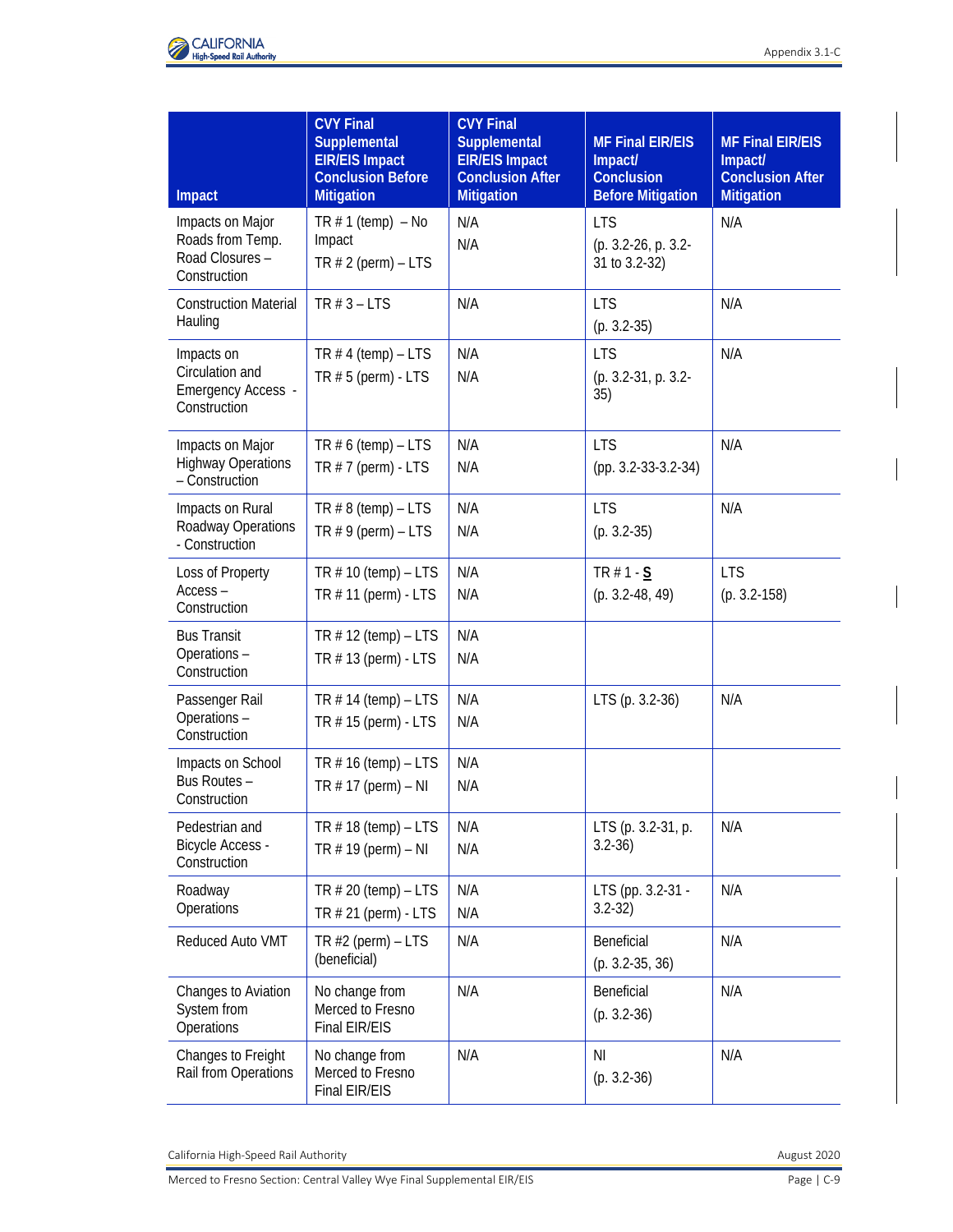| Impact | CVY Final Supplemental EIR/EIS Impact Conclusion Before Mitigation | CVY Final Supplemental EIR/EIS Impact Conclusion After Mitigation | MF Final EIR/EIS Impact/ Conclusion Before Mitigation | MF Final EIR/EIS Impact/ Conclusion After Mitigation |
|---|---|---|---|---|
| Impacts on Major Roads from Temp. Road Closures – Construction | TR # 1 (temp) – No Impact<br>TR # 2 (perm) – LTS | N/A<br>N/A | LTS<br>(p. 3.2-26, p. 3.2-31 to 3.2-32) | N/A |
| Construction Material Hauling | TR # 3 – LTS | N/A | LTS<br>(p. 3.2-35) | N/A |
| Impacts on Circulation and Emergency Access - Construction | TR # 4 (temp) – LTS<br>TR # 5 (perm) - LTS | N/A<br>N/A | LTS<br>(p. 3.2-31, p. 3.2-35) | N/A |
| Impacts on Major Highway Operations – Construction | TR # 6 (temp) – LTS<br>TR # 7 (perm) - LTS | N/A<br>N/A | LTS<br>(pp. 3.2-33-3.2-34) | N/A |
| Impacts on Rural Roadway Operations - Construction | TR # 8 (temp) – LTS<br>TR # 9 (perm) – LTS | N/A<br>N/A | LTS<br>(p. 3.2-35) | N/A |
| Loss of Property Access – Construction | TR # 10 (temp) – LTS<br>TR # 11 (perm) - LTS | N/A<br>N/A | TR # 1 - **S**<br>(p. 3.2-48, 49) | LTS<br>(p. 3.2-158) |
| Bus Transit Operations – Construction | TR # 12 (temp) – LTS<br>TR # 13 (perm) - LTS | N/A<br>N/A | | |
| Passenger Rail Operations – Construction | TR # 14 (temp) – LTS<br>TR # 15 (perm) - LTS | N/A<br>N/A | LTS (p. 3.2-36) | N/A |
| Impacts on School Bus Routes – Construction | TR # 16 (temp) – LTS<br>TR # 17 (perm) – NI | N/A<br>N/A | | |
| Pedestrian and Bicycle Access - Construction | TR # 18 (temp) – LTS<br>TR # 19 (perm) – NI | N/A<br>N/A | LTS (p. 3.2-31, p. 3.2-36) | N/A |
| Roadway Operations | TR # 20 (temp) – LTS<br>TR # 21 (perm) - LTS | N/A<br>N/A | LTS (pp. 3.2-31 - 3.2-32) | N/A |
| Reduced Auto VMT | TR #2 (perm) – LTS (beneficial) | N/A | Beneficial<br>(p. 3.2-35, 36) | N/A |
| Changes to Aviation System from Operations | No change from Merced to Fresno Final EIR/EIS | N/A | Beneficial<br>(p. 3.2-36) | N/A |
| Changes to Freight Rail from Operations | No change from Merced to Fresno Final EIR/EIS | N/A | NI<br>(p. 3.2-36) | N/A |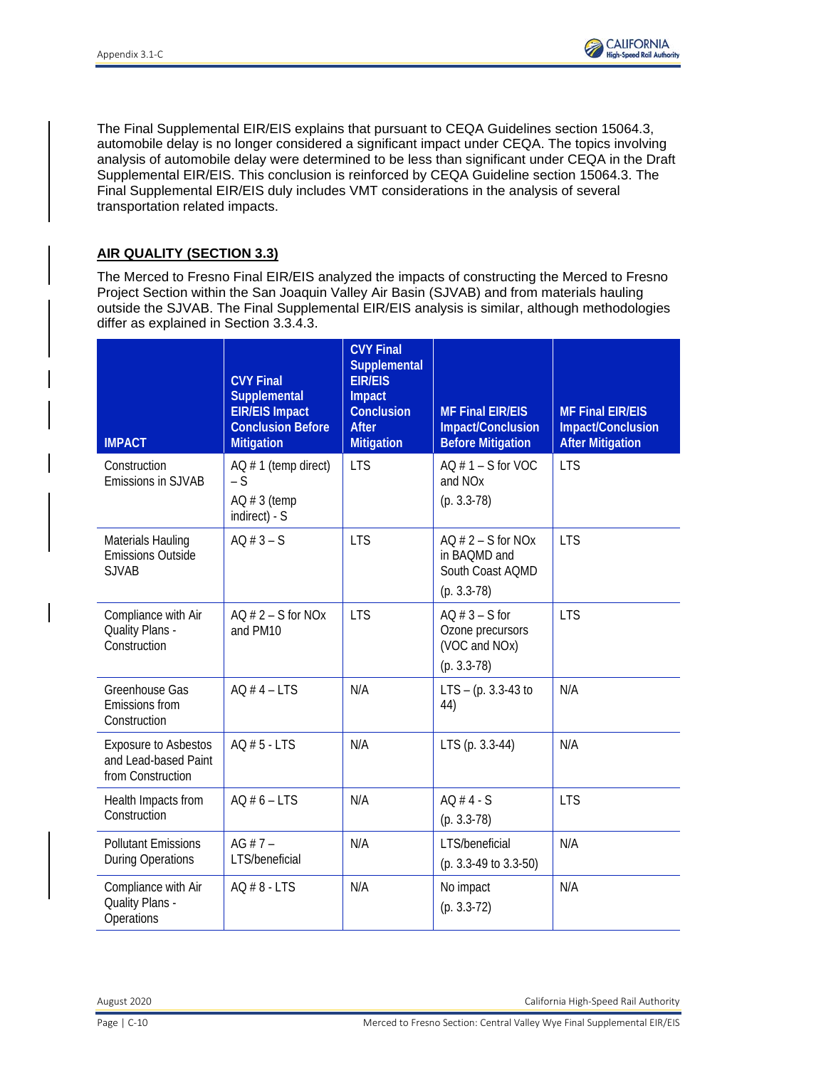The Final Supplemental EIR/EIS explains that pursuant to CEQA Guidelines section 15064.3, automobile delay is no longer considered a significant impact under CEQA. The topics involving analysis of automobile delay were determined to be less than significant under CEQA in the Draft Supplemental EIR/EIS. This conclusion is reinforced by CEQA Guideline section 15064.3. The Final Supplemental EIR/EIS duly includes VMT considerations in the analysis of several transportation related impacts.

## AIR QUALITY (SECTION 3.3)

The Merced to Fresno Final EIR/EIS analyzed the impacts of constructing the Merced to Fresno Project Section within the San Joaquin Valley Air Basin (SJVAB) and from materials hauling outside the SJVAB. The Final Supplemental EIR/EIS analysis is similar, although methodologies differ as explained in Section 3.3.4.3.

| IMPACT | CVY Final Supplemental EIR/EIS Impact Conclusion Before Mitigation | CVY Final Supplemental EIR/EIS Impact Conclusion After Mitigation | MF Final EIR/EIS Impact/Conclusion Before Mitigation | MF Final EIR/EIS Impact/Conclusion After Mitigation |
|---|---|---|---|---|
| Construction Emissions in SJVAB | AQ # 1 (temp direct) – S<br>AQ # 3 (temp indirect) - S | LTS | AQ # 1 – S for VOC and NOx<br>(p. 3.3-78) | LTS |
| Materials Hauling Emissions Outside SJVAB | AQ # 3 – S | LTS | AQ # 2 – S for NOx in BAQMD and South Coast AQMD<br>(p. 3.3-78) | LTS |
| Compliance with Air Quality Plans - Construction | AQ # 2 – S for NOx and PM10 | LTS | AQ # 3 – S for Ozone precursors (VOC and NOx)<br>(p. 3.3-78) | LTS |
| Greenhouse Gas Emissions from Construction | AQ # 4 – LTS | N/A | LTS – (p. 3.3-43 to 44) | N/A |
| Exposure to Asbestos and Lead-based Paint from Construction | AQ # 5 - LTS | N/A | LTS (p. 3.3-44) | N/A |
| Health Impacts from Construction | AQ # 6 – LTS | N/A | AQ # 4 - S<br>(p. 3.3-78) | LTS |
| Pollutant Emissions During Operations | AG # 7 – LTS/beneficial | N/A | LTS/beneficial<br>(p. 3.3-49 to 3.3-50) | N/A |
| Compliance with Air Quality Plans - Operations | AQ # 8 - LTS | N/A | No impact<br>(p. 3.3-72) | N/A |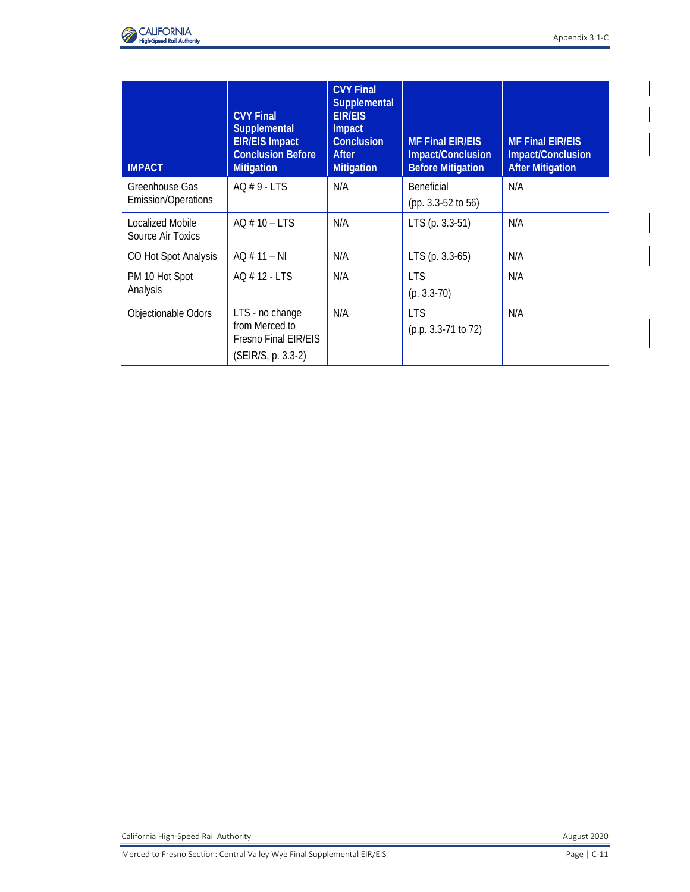| IMPACT | CVY Final Supplemental EIR/EIS Impact Conclusion Before Mitigation | CVY Final Supplemental EIR/EIS Impact Conclusion After Mitigation | MF Final EIR/EIS Impact/Conclusion Before Mitigation | MF Final EIR/EIS Impact/Conclusion After Mitigation |
|---|---|---|---|---|
| Greenhouse Gas Emission/Operations | AQ # 9 - LTS | N/A | Beneficial (pp. 3.3-52 to 56) | N/A |
| Localized Mobile Source Air Toxics | AQ # 10 – LTS | N/A | LTS (p. 3.3-51) | N/A |
| CO Hot Spot Analysis | AQ # 11 – NI | N/A | LTS (p. 3.3-65) | N/A |
| PM 10 Hot Spot Analysis | AQ # 12 - LTS | N/A | LTS (p. 3.3-70) | N/A |
| Objectionable Odors | LTS - no change from Merced to Fresno Final EIR/EIS (SEIR/S, p. 3.3-2) | N/A | LTS (p.p. 3.3-71 to 72) | N/A |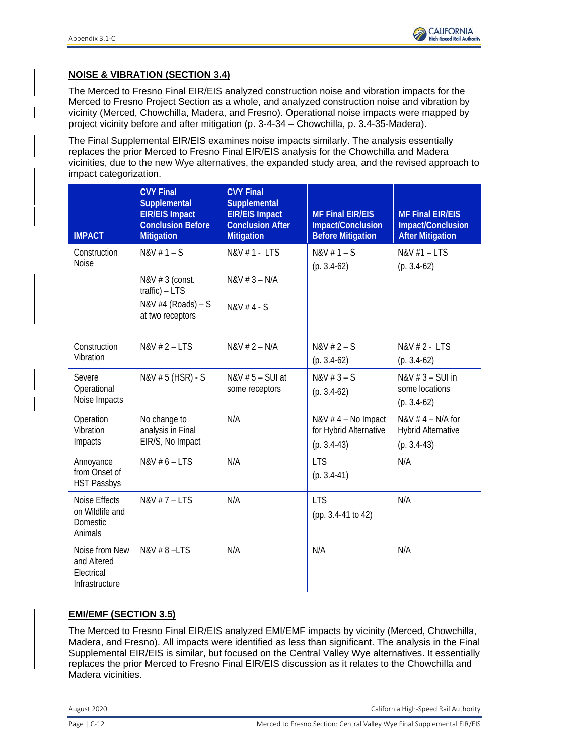**NOISE & VIBRATION (SECTION 3.4)**

The Merced to Fresno Final EIR/EIS analyzed construction noise and vibration impacts for the Merced to Fresno Project Section as a whole, and analyzed construction noise and vibration by vicinity (Merced, Chowchilla, Madera, and Fresno). Operational noise impacts were mapped by project vicinity before and after mitigation (p. 3-4-34 – Chowchilla, p. 3.4-35-Madera).

The Final Supplemental EIR/EIS examines noise impacts similarly. The analysis essentially replaces the prior Merced to Fresno Final EIR/EIS analysis for the Chowchilla and Madera vicinities, due to the new Wye alternatives, the expanded study area, and the revised approach to impact categorization.

| IMPACT | CVY Final Supplemental EIR/EIS Impact Conclusion Before Mitigation | CVY Final Supplemental EIR/EIS Impact Conclusion After Mitigation | MF Final EIR/EIS Impact/Conclusion Before Mitigation | MF Final EIR/EIS Impact/Conclusion After Mitigation |
|---|---|---|---|---|
| Construction Noise | N&V # 1 – S<br><br>N&V # 3 (const. traffic) – LTS<br><br>N&V #4 (Roads) – S at two receptors | N&V # 1 - LTS<br><br>N&V # 3 – N/A<br><br>N&V # 4 - S | N&V # 1 – S<br>(p. 3.4-62) | N&V #1 – LTS<br>(p. 3.4-62) |
| Construction Vibration | N&V # 2 – LTS | N&V # 2 – N/A | N&V # 2 – S<br>(p. 3.4-62) | N&V # 2 - LTS<br>(p. 3.4-62) |
| Severe Operational Noise Impacts | N&V # 5 (HSR) - S | N&V # 5 – SUI at some receptors | N&V # 3 – S<br>(p. 3.4-62) | N&V # 3 – SUI in some locations<br>(p. 3.4-62) |
| Operation Vibration Impacts | No change to analysis in Final EIR/S, No Impact | N/A | N&V # 4 – No Impact for Hybrid Alternative<br>(p. 3.4-43) | N&V # 4 – N/A for Hybrid Alternative<br>(p. 3.4-43) |
| Annoyance from Onset of HST Passbys | N&V # 6 – LTS | N/A | LTS<br>(p. 3.4-41) | N/A |
| Noise Effects on Wildlife and Domestic Animals | N&V # 7 – LTS | N/A | LTS<br>(pp. 3.4-41 to 42) | N/A |
| Noise from New and Altered Electrical Infrastructure | N&V # 8 –LTS | N/A | N/A | N/A |

**EMI/EMF (SECTION 3.5)**

The Merced to Fresno Final EIR/EIS analyzed EMI/EMF impacts by vicinity (Merced, Chowchilla, Madera, and Fresno). All impacts were identified as less than significant. The analysis in the Final Supplemental EIR/EIS is similar, but focused on the Central Valley Wye alternatives. It essentially replaces the prior Merced to Fresno Final EIR/EIS discussion as it relates to the Chowchilla and Madera vicinities.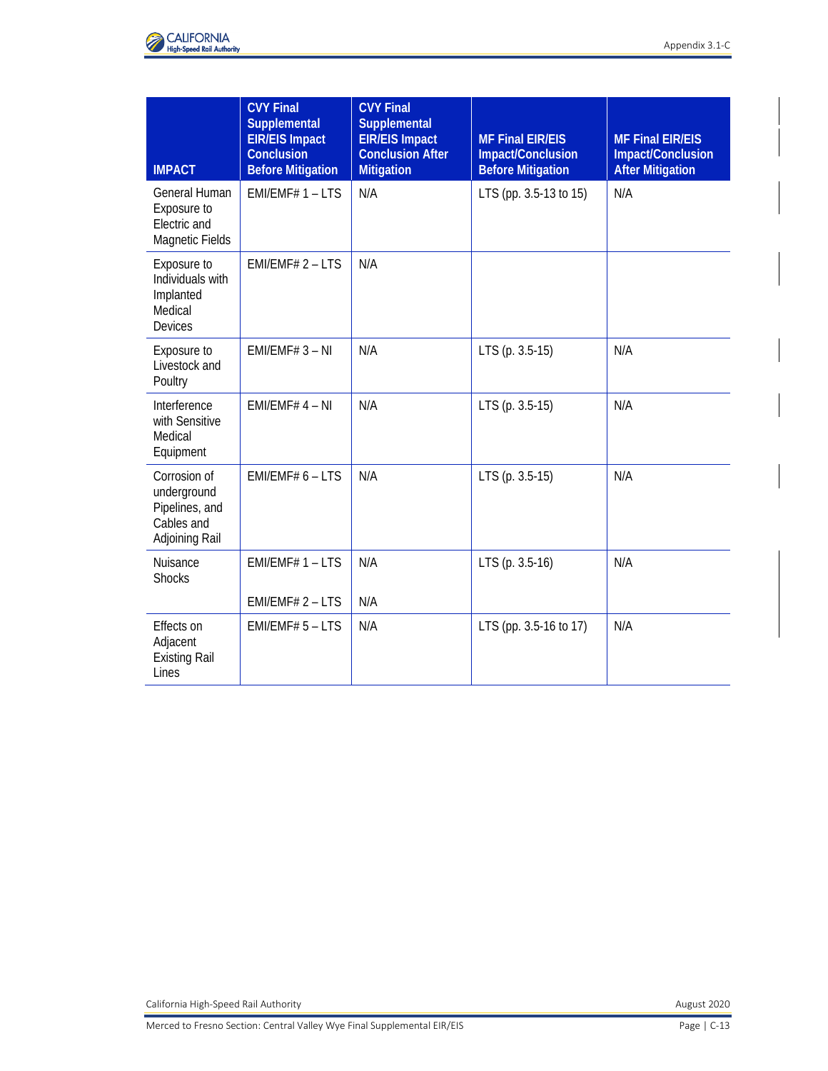| IMPACT | CVY Final Supplemental EIR/EIS Impact Conclusion Before Mitigation | CVY Final Supplemental EIR/EIS Impact Conclusion After Mitigation | MF Final EIR/EIS Impact/Conclusion Before Mitigation | MF Final EIR/EIS Impact/Conclusion After Mitigation |
|---|---|---|---|---|
| General Human Exposure to Electric and Magnetic Fields | EMI/EMF# 1 – LTS | N/A | LTS (pp. 3.5-13 to 15) | N/A |
| Exposure to Individuals with Implanted Medical Devices | EMI/EMF# 2 – LTS | N/A | | |
| Exposure to Livestock and Poultry | EMI/EMF# 3 – NI | N/A | LTS (p. 3.5-15) | N/A |
| Interference with Sensitive Medical Equipment | EMI/EMF# 4 – NI | N/A | LTS (p. 3.5-15) | N/A |
| Corrosion of underground Pipelines, and Cables and Adjoining Rail | EMI/EMF# 6 – LTS | N/A | LTS (p. 3.5-15) | N/A |
| Nuisance Shocks | EMI/EMF# 1 – LTS<br>EMI/EMF# 2 – LTS | N/A<br>N/A | LTS (p. 3.5-16) | N/A |
| Effects on Adjacent Existing Rail Lines | EMI/EMF# 5 – LTS | N/A | LTS (pp. 3.5-16 to 17) | N/A |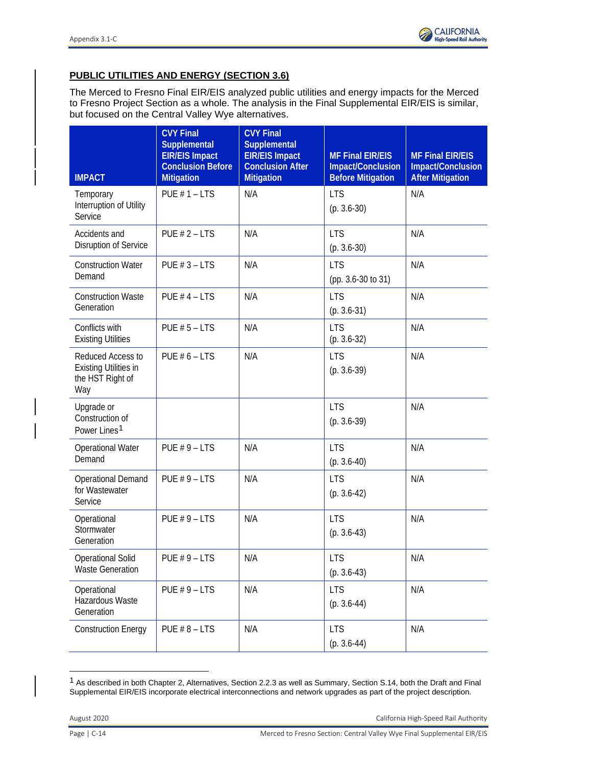**PUBLIC UTILITIES AND ENERGY (SECTION 3.6)**

The Merced to Fresno Final EIR/EIS analyzed public utilities and energy impacts for the Merced to Fresno Project Section as a whole. The analysis in the Final Supplemental EIR/EIS is similar, but focused on the Central Valley Wye alternatives.

| IMPACT | CVY Final Supplemental EIR/EIS Impact Conclusion Before Mitigation | CVY Final Supplemental EIR/EIS Impact Conclusion After Mitigation | MF Final EIR/EIS Impact/Conclusion Before Mitigation | MF Final EIR/EIS Impact/Conclusion After Mitigation |
|---|---|---|---|---|
| Temporary Interruption of Utility Service | PUE # 1 – LTS | N/A | LTS (p. 3.6-30) | N/A |
| Accidents and Disruption of Service | PUE # 2 – LTS | N/A | LTS (p. 3.6-30) | N/A |
| Construction Water Demand | PUE # 3 – LTS | N/A | LTS (pp. 3.6-30 to 31) | N/A |
| Construction Waste Generation | PUE # 4 – LTS | N/A | LTS (p. 3.6-31) | N/A |
| Conflicts with Existing Utilities | PUE # 5 – LTS | N/A | LTS (p. 3.6-32) | N/A |
| Reduced Access to Existing Utilities in the HST Right of Way | PUE # 6 – LTS | N/A | LTS (p. 3.6-39) | N/A |
| Upgrade or Construction of Power Lines[1] | | | LTS (p. 3.6-39) | N/A |
| Operational Water Demand | PUE # 9 – LTS | N/A | LTS (p. 3.6-40) | N/A |
| Operational Demand for Wastewater Service | PUE # 9 – LTS | N/A | LTS (p. 3.6-42) | N/A |
| Operational Stormwater Generation | PUE # 9 – LTS | N/A | LTS (p. 3.6-43) | N/A |
| Operational Solid Waste Generation | PUE # 9 – LTS | N/A | LTS (p. 3.6-43) | N/A |
| Operational Hazardous Waste Generation | PUE # 9 – LTS | N/A | LTS (p. 3.6-44) | N/A |
| Construction Energy | PUE # 8 – LTS | N/A | LTS (p. 3.6-44) | N/A |

[1] As described in both Chapter 2, Alternatives, Section 2.2.3 as well as Summary, Section S.14, both the Draft and Final Supplemental EIR/EIS incorporate electrical interconnections and network upgrades as part of the project description.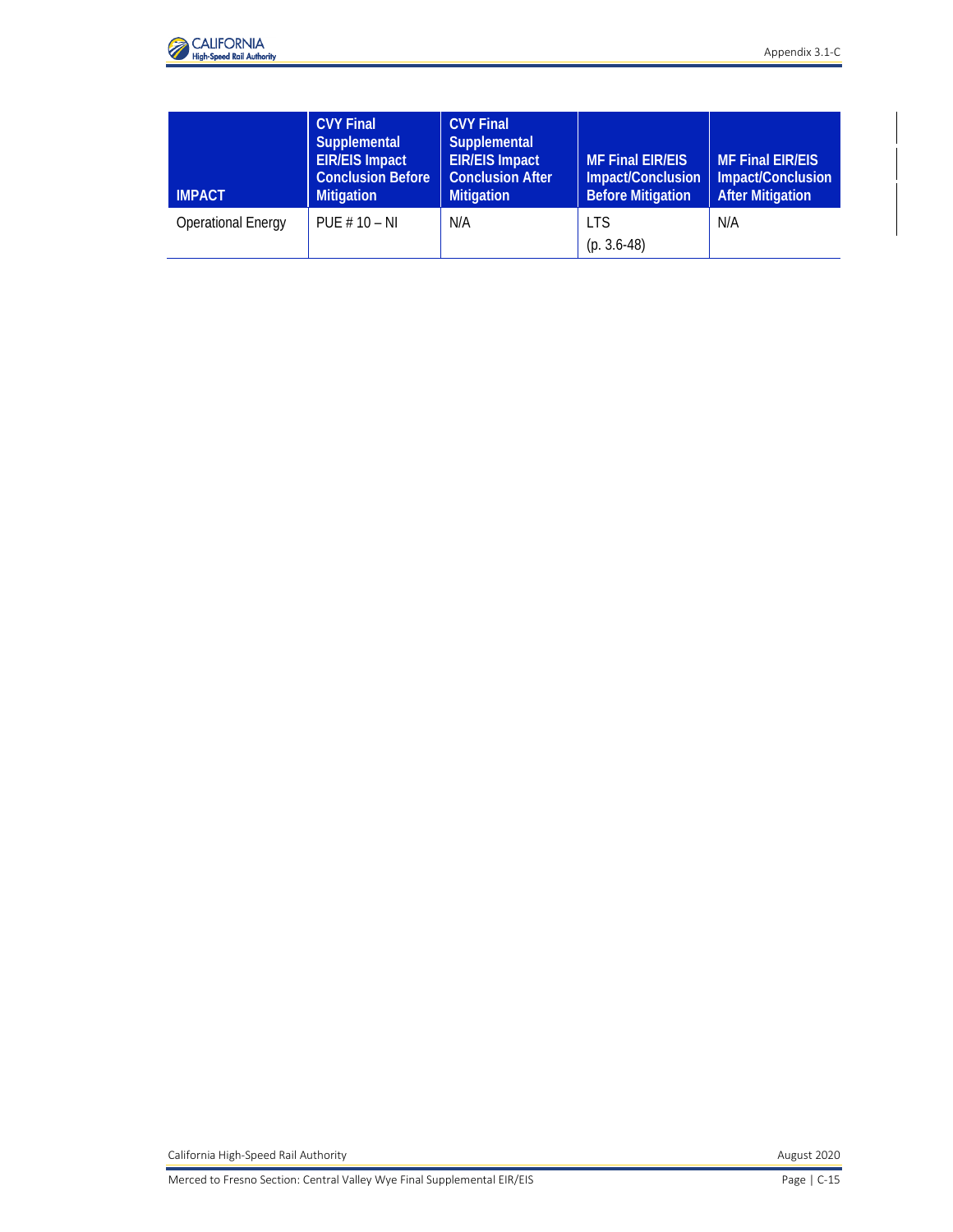| IMPACT | CVY Final Supplemental EIR/EIS Impact Conclusion Before Mitigation | CVY Final Supplemental EIR/EIS Impact Conclusion After Mitigation | MF Final EIR/EIS Impact/Conclusion Before Mitigation | MF Final EIR/EIS Impact/Conclusion After Mitigation |
|---|---|---|---|---|
| Operational Energy | PUE # 10 – NI | N/A | LTS (p. 3.6-48) | N/A |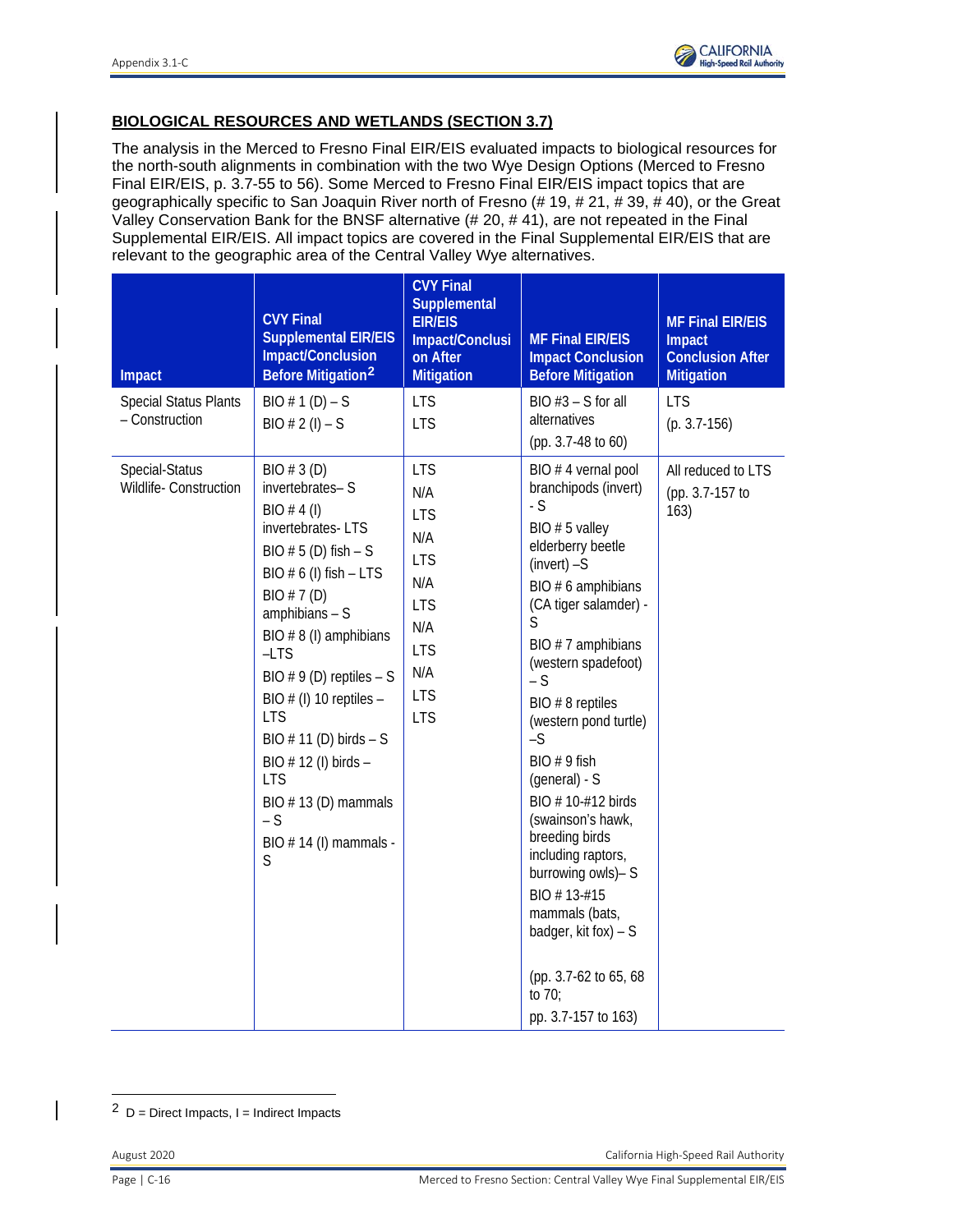## BIOLOGICAL RESOURCES AND WETLANDS (SECTION 3.7)

The analysis in the Merced to Fresno Final EIR/EIS evaluated impacts to biological resources for the north-south alignments in combination with the two Wye Design Options (Merced to Fresno Final EIR/EIS, p. 3.7-55 to 56). Some Merced to Fresno Final EIR/EIS impact topics that are geographically specific to San Joaquin River north of Fresno (# 19, # 21, # 39, # 40), or the Great Valley Conservation Bank for the BNSF alternative (# 20, # 41), are not repeated in the Final Supplemental EIR/EIS. All impact topics are covered in the Final Supplemental EIR/EIS that are relevant to the geographic area of the Central Valley Wye alternatives.

| Impact | CVY Final Supplemental EIR/EIS Impact/Conclusion Before Mitigation[2] | CVY Final Supplemental EIR/EIS Impact/Conclusion After Mitigation | MF Final EIR/EIS Impact Conclusion Before Mitigation | MF Final EIR/EIS Impact Conclusion After Mitigation |
|---|---|---|---|---|
| Special Status Plants – Construction | BIO # 1 (D) – S<br>BIO # 2 (I) – S | LTS<br>LTS | BIO #3 – S for all alternatives<br>(pp. 3.7-48 to 60) | LTS<br>(p. 3.7-156) |
| Special-Status Wildlife- Construction | BIO # 3 (D) invertebrates– S<br>BIO # 4 (I) invertebrates- LTS<br>BIO # 5 (D) fish – S<br>BIO # 6 (I) fish – LTS<br>BIO # 7 (D) amphibians – S<br>BIO # 8 (I) amphibians –LTS<br>BIO # 9 (D) reptiles – S<br>BIO # (I) 10 reptiles – LTS<br>BIO # 11 (D) birds – S<br>BIO # 12 (I) birds – LTS<br>BIO # 13 (D) mammals – S<br>BIO # 14 (I) mammals - S | LTS<br>N/A<br>LTS<br>N/A<br>LTS<br>N/A<br>LTS<br>N/A<br>LTS<br>N/A<br>LTS<br>LTS | BIO # 4 vernal pool branchipods (invert) - S<br>BIO # 5 valley elderberry beetle (invert) –S<br>BIO # 6 amphibians (CA tiger salamder) - S<br>BIO # 7 amphibians (western spadefoot) – S<br>BIO # 8 reptiles (western pond turtle) –S<br>BIO # 9 fish (general) - S<br>BIO # 10-#12 birds (swainson's hawk, breeding birds including raptors, burrowing owls)– S<br>BIO # 13-#15 mammals (bats, badger, kit fox) – S<br><br>(pp. 3.7-62 to 65, 68 to 70;<br>pp. 3.7-157 to 163) | All reduced to LTS<br>(pp. 3.7-157 to 163) |

[2] D = Direct Impacts, I = Indirect Impacts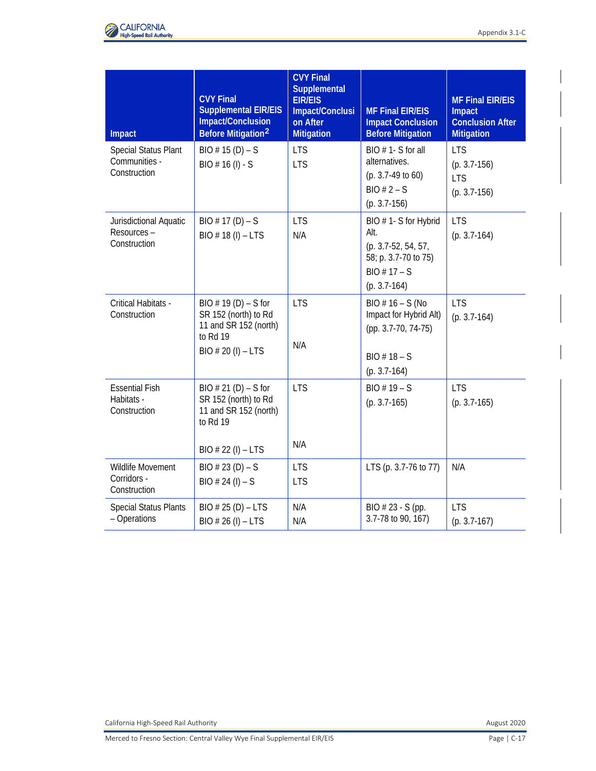| Impact | CVY Final Supplemental EIR/EIS Impact/Conclusion Before Mitigation[2] | CVY Final Supplemental EIR/EIS Impact/Conclusion After Mitigation | MF Final EIR/EIS Impact Conclusion Before Mitigation | MF Final EIR/EIS Impact Conclusion After Mitigation |
|---|---|---|---|---|
| Special Status Plant Communities - Construction | BIO # 15 (D) – S<br>BIO # 16 (I) - S | LTS<br>LTS | BIO # 1- S for all alternatives.<br>(p. 3.7-49 to 60)<br>BIO # 2 – S<br>(p. 3.7-156) | LTS<br>(p. 3.7-156)<br>LTS<br>(p. 3.7-156) |
| Jurisdictional Aquatic Resources – Construction | BIO # 17 (D) – S<br>BIO # 18 (I) – LTS | LTS<br>N/A | BIO # 1- S for Hybrid Alt.<br>(p. 3.7-52, 54, 57, 58; p. 3.7-70 to 75)<br>BIO # 17 – S<br>(p. 3.7-164) | LTS<br>(p. 3.7-164) |
| Critical Habitats - Construction | BIO # 19 (D) – S for SR 152 (north) to Rd 11 and SR 152 (north) to Rd 19<br>BIO # 20 (I) – LTS | LTS<br>N/A | BIO # 16 – S (No Impact for Hybrid Alt)<br>(pp. 3.7-70, 74-75)<br>BIO # 18 – S<br>(p. 3.7-164) | LTS<br>(p. 3.7-164) |
| Essential Fish Habitats - Construction | BIO # 21 (D) – S for SR 152 (north) to Rd 11 and SR 152 (north) to Rd 19<br>BIO # 22 (I) – LTS | LTS<br>N/A | BIO # 19 – S<br>(p. 3.7-165) | LTS<br>(p. 3.7-165) |
| Wildlife Movement Corridors - Construction | BIO # 23 (D) – S<br>BIO # 24 (I) – S | LTS<br>LTS | LTS (p. 3.7-76 to 77) | N/A |
| Special Status Plants – Operations | BIO # 25 (D) – LTS<br>BIO # 26 (I) – LTS | N/A<br>N/A | BIO # 23 - S (pp. 3.7-78 to 90, 167) | LTS<br>(p. 3.7-167) |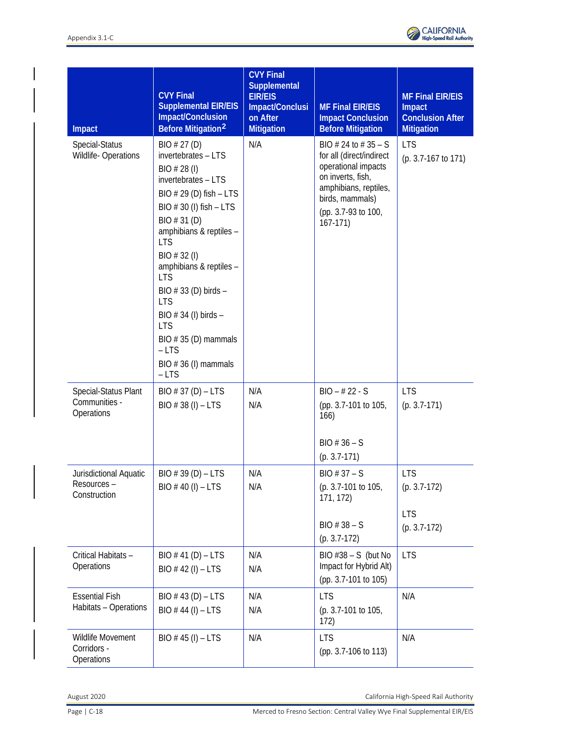| Impact | CVY Final Supplemental EIR/EIS Impact/Conclusion Before Mitigation[2] | CVY Final Supplemental EIR/EIS Impact/Conclusion After Mitigation | MF Final EIR/EIS Impact Conclusion Before Mitigation | MF Final EIR/EIS Impact Conclusion After Mitigation |
|---|---|---|---|---|
| Special-Status Wildlife- Operations | BIO # 27 (D) invertebrates – LTS<br>BIO # 28 (I) invertebrates – LTS<br>BIO # 29 (D) fish – LTS<br>BIO # 30 (I) fish – LTS<br>BIO # 31 (D) amphibians & reptiles – LTS<br>BIO # 32 (I) amphibians & reptiles – LTS<br>BIO # 33 (D) birds – LTS<br>BIO # 34 (I) birds – LTS<br>BIO # 35 (D) mammals – LTS<br>BIO # 36 (I) mammals – LTS | N/A | BIO # 24 to # 35 – S for all (direct/indirect operational impacts on inverts, fish, amphibians, reptiles, birds, mammals)<br>(pp. 3.7-93 to 100, 167-171) | LTS<br>(p. 3.7-167 to 171) |
| Special-Status Plant Communities - Operations | BIO # 37 (D) – LTS<br>BIO # 38 (I) – LTS | N/A<br>N/A | BIO – # 22 - S<br>(pp. 3.7-101 to 105, 166)<br>BIO # 36 – S<br>(p. 3.7-171) | LTS<br>(p. 3.7-171) |
| Jurisdictional Aquatic Resources – Construction | BIO # 39 (D) – LTS<br>BIO # 40 (I) – LTS | N/A<br>N/A | BIO # 37 – S<br>(p. 3.7-101 to 105, 171, 172)<br>BIO # 38 – S<br>(p. 3.7-172) | LTS<br>(p. 3.7-172)<br>LTS<br>(p. 3.7-172) |
| Critical Habitats – Operations | BIO # 41 (D) – LTS<br>BIO # 42 (I) – LTS | N/A<br>N/A | BIO #38 – S (but No Impact for Hybrid Alt)<br>(pp. 3.7-101 to 105) | LTS |
| Essential Fish Habitats – Operations | BIO # 43 (D) – LTS<br>BIO # 44 (I) – LTS | N/A<br>N/A | LTS<br>(p. 3.7-101 to 105, 172) | N/A |
| Wildlife Movement Corridors - Operations | BIO # 45 (I) – LTS | N/A | LTS<br>(pp. 3.7-106 to 113) | N/A |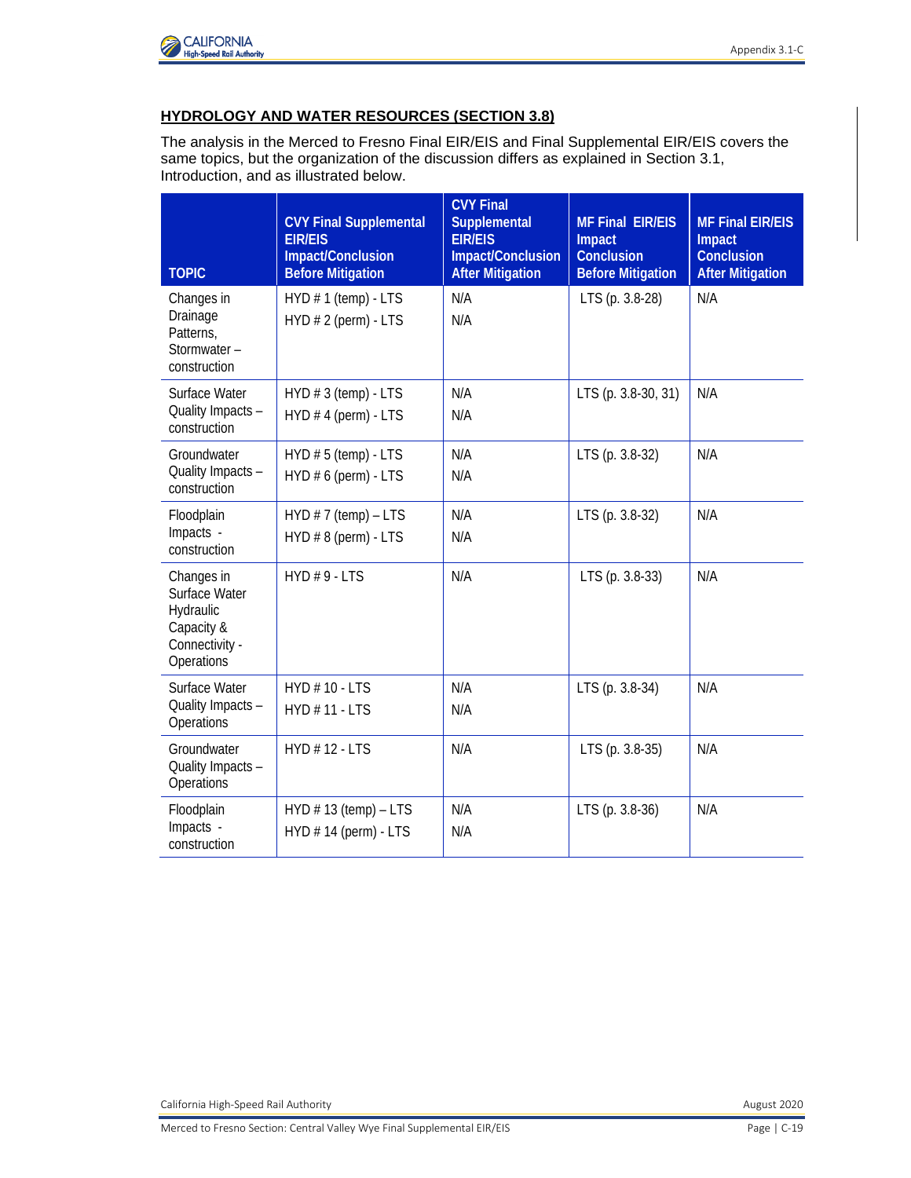## HYDROLOGY AND WATER RESOURCES (SECTION 3.8)

The analysis in the Merced to Fresno Final EIR/EIS and Final Supplemental EIR/EIS covers the same topics, but the organization of the discussion differs as explained in Section 3.1, Introduction, and as illustrated below.

| TOPIC | CVY Final Supplemental EIR/EIS Impact/Conclusion Before Mitigation | CVY Final Supplemental EIR/EIS Impact/Conclusion After Mitigation | MF Final EIR/EIS Impact Conclusion Before Mitigation | MF Final EIR/EIS Impact Conclusion After Mitigation |
|---|---|---|---|---|
| Changes in Drainage Patterns, Stormwater – construction | HYD # 1 (temp) - LTS<br>HYD # 2 (perm) - LTS | N/A<br>N/A | LTS (p. 3.8-28) | N/A |
| Surface Water Quality Impacts – construction | HYD # 3 (temp) - LTS<br>HYD # 4 (perm) - LTS | N/A<br>N/A | LTS (p. 3.8-30, 31) | N/A |
| Groundwater Quality Impacts – construction | HYD # 5 (temp) - LTS<br>HYD # 6 (perm) - LTS | N/A<br>N/A | LTS (p. 3.8-32) | N/A |
| Floodplain Impacts - construction | HYD # 7 (temp) – LTS<br>HYD # 8 (perm) - LTS | N/A<br>N/A | LTS (p. 3.8-32) | N/A |
| Changes in Surface Water Hydraulic Capacity & Connectivity - Operations | HYD # 9 - LTS | N/A | LTS (p. 3.8-33) | N/A |
| Surface Water Quality Impacts – Operations | HYD # 10 - LTS<br>HYD # 11 - LTS | N/A<br>N/A | LTS (p. 3.8-34) | N/A |
| Groundwater Quality Impacts – Operations | HYD # 12 - LTS | N/A | LTS (p. 3.8-35) | N/A |
| Floodplain Impacts - construction | HYD # 13 (temp) – LTS<br>HYD # 14 (perm) - LTS | N/A<br>N/A | LTS (p. 3.8-36) | N/A |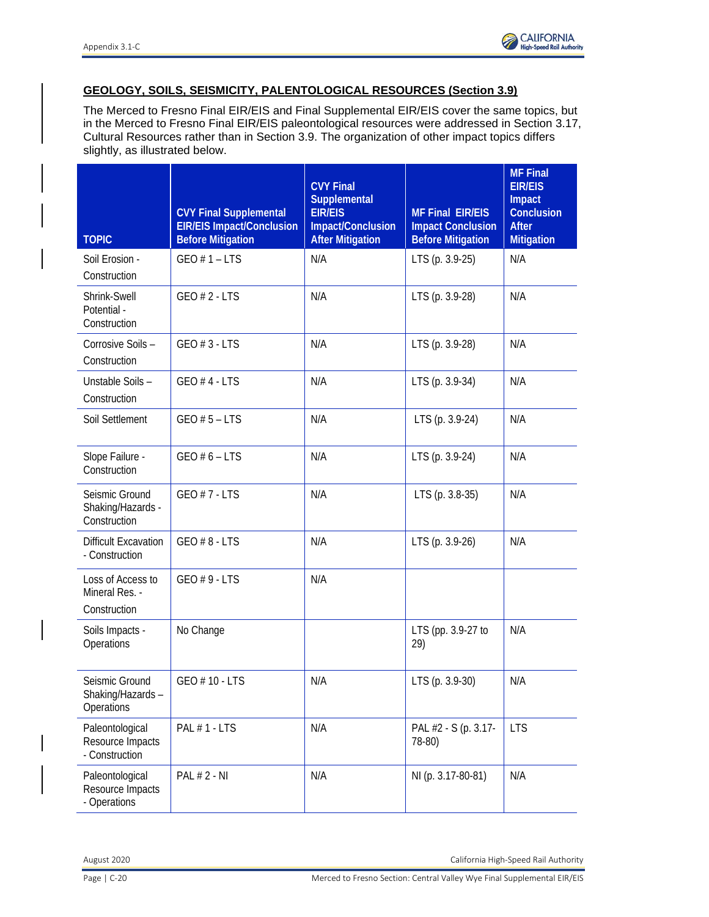**GEOLOGY, SOILS, SEISMICITY, PALENTOLOGICAL RESOURCES (Section 3.9)**

The Merced to Fresno Final EIR/EIS and Final Supplemental EIR/EIS cover the same topics, but in the Merced to Fresno Final EIR/EIS paleontological resources were addressed in Section 3.17, Cultural Resources rather than in Section 3.9. The organization of other impact topics differs slightly, as illustrated below.

| TOPIC | CVY Final Supplemental EIR/EIS Impact/Conclusion Before Mitigation | CVY Final Supplemental EIR/EIS Impact/Conclusion After Mitigation | MF Final EIR/EIS Impact Conclusion Before Mitigation | MF Final EIR/EIS Impact Conclusion After Mitigation |
|---|---|---|---|---|
| Soil Erosion - Construction | GEO # 1 – LTS | N/A | LTS (p. 3.9-25) | N/A |
| Shrink-Swell Potential - Construction | GEO # 2 - LTS | N/A | LTS (p. 3.9-28) | N/A |
| Corrosive Soils – Construction | GEO # 3 - LTS | N/A | LTS (p. 3.9-28) | N/A |
| Unstable Soils – Construction | GEO # 4 - LTS | N/A | LTS (p. 3.9-34) | N/A |
| Soil Settlement | GEO # 5 – LTS | N/A | LTS (p. 3.9-24) | N/A |
| Slope Failure - Construction | GEO # 6 – LTS | N/A | LTS (p. 3.9-24) | N/A |
| Seismic Ground Shaking/Hazards - Construction | GEO # 7 - LTS | N/A | LTS (p. 3.8-35) | N/A |
| Difficult Excavation - Construction | GEO # 8 - LTS | N/A | LTS (p. 3.9-26) | N/A |
| Loss of Access to Mineral Res. - Construction | GEO # 9 - LTS | N/A | | |
| Soils Impacts - Operations | No Change | | LTS (pp. 3.9-27 to 29) | N/A |
| Seismic Ground Shaking/Hazards – Operations | GEO # 10 - LTS | N/A | LTS (p. 3.9-30) | N/A |
| Paleontological Resource Impacts - Construction | PAL # 1 - LTS | N/A | PAL #2 - S (p. 3.17-78-80) | LTS |
| Paleontological Resource Impacts - Operations | PAL # 2 - NI | N/A | NI (p. 3.17-80-81) | N/A |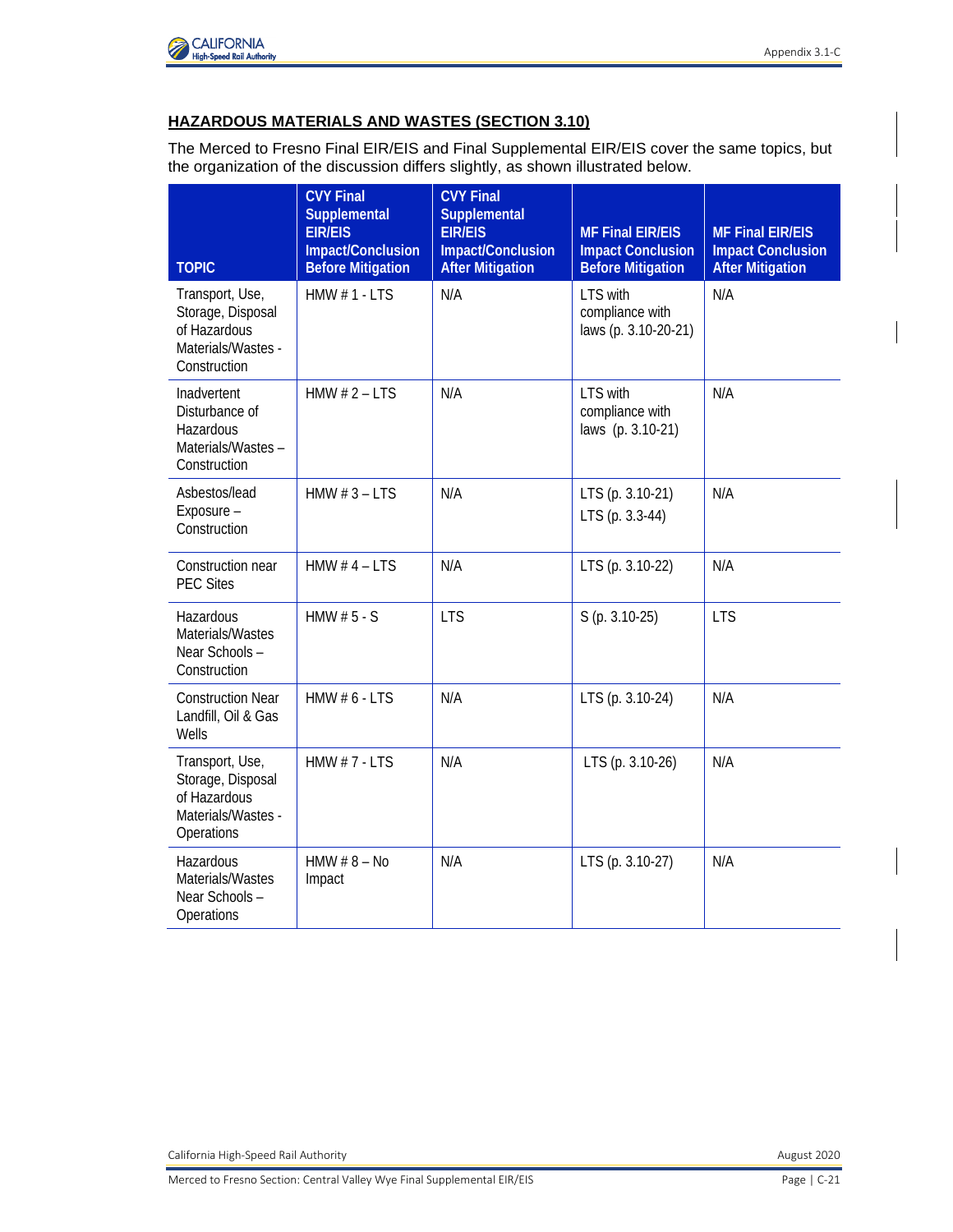## **HAZARDOUS MATERIALS AND WASTES (SECTION 3.10)**

The Merced to Fresno Final EIR/EIS and Final Supplemental EIR/EIS cover the same topics, but the organization of the discussion differs slightly, as shown illustrated below.

| TOPIC | CVY Final Supplemental EIR/EIS Impact/Conclusion Before Mitigation | CVY Final Supplemental EIR/EIS Impact/Conclusion After Mitigation | MF Final EIR/EIS Impact Conclusion Before Mitigation | MF Final EIR/EIS Impact Conclusion After Mitigation |
|---|---|---|---|---|
| Transport, Use, Storage, Disposal of Hazardous Materials/Wastes - Construction | HMW # 1 - LTS | N/A | LTS with compliance with laws (p. 3.10-20-21) | N/A |
| Inadvertent Disturbance of Hazardous Materials/Wastes – Construction | HMW # 2 – LTS | N/A | LTS with compliance with laws (p. 3.10-21) | N/A |
| Asbestos/lead Exposure – Construction | HMW # 3 – LTS | N/A | LTS (p. 3.10-21)<br>LTS (p. 3.3-44) | N/A |
| Construction near PEC Sites | HMW # 4 – LTS | N/A | LTS (p. 3.10-22) | N/A |
| Hazardous Materials/Wastes Near Schools – Construction | HMW # 5 - S | LTS | S (p. 3.10-25) | LTS |
| Construction Near Landfill, Oil & Gas Wells | HMW # 6 - LTS | N/A | LTS (p. 3.10-24) | N/A |
| Transport, Use, Storage, Disposal of Hazardous Materials/Wastes - Operations | HMW # 7 - LTS | N/A | LTS (p. 3.10-26) | N/A |
| Hazardous Materials/Wastes Near Schools – Operations | HMW # 8 – No Impact | N/A | LTS (p. 3.10-27) | N/A |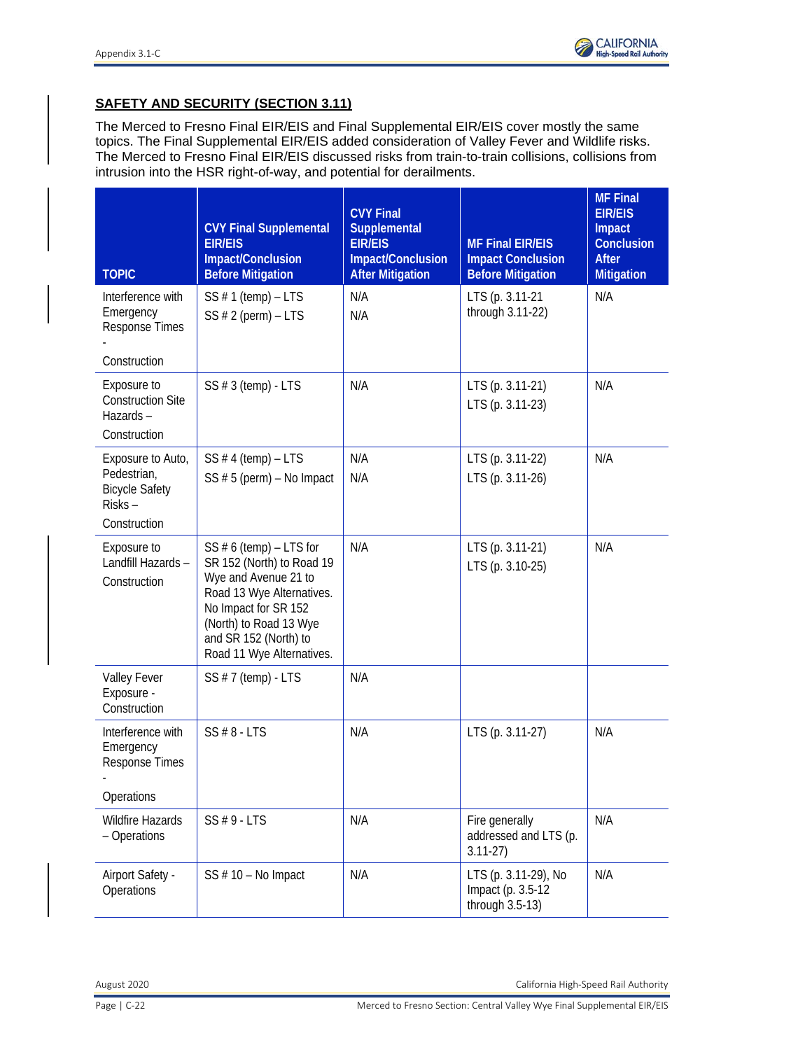**SAFETY AND SECURITY (SECTION 3.11)**

The Merced to Fresno Final EIR/EIS and Final Supplemental EIR/EIS cover mostly the same topics. The Final Supplemental EIR/EIS added consideration of Valley Fever and Wildlife risks. The Merced to Fresno Final EIR/EIS discussed risks from train-to-train collisions, collisions from intrusion into the HSR right-of-way, and potential for derailments.

| TOPIC | CVY Final Supplemental EIR/EIS Impact/Conclusion Before Mitigation | CVY Final Supplemental EIR/EIS Impact/Conclusion After Mitigation | MF Final EIR/EIS Impact Conclusion Before Mitigation | MF Final EIR/EIS Impact Conclusion After Mitigation |
|---|---|---|---|---|
| Interference with Emergency Response Times - Construction | SS # 1 (temp) – LTS<br>SS # 2 (perm) – LTS | N/A<br>N/A | LTS (p. 3.11-21 through 3.11-22) | N/A |
| Exposure to Construction Site Hazards – Construction | SS # 3 (temp) - LTS | N/A | LTS (p. 3.11-21)<br>LTS (p. 3.11-23) | N/A |
| Exposure to Auto, Pedestrian, Bicycle Safety Risks – Construction | SS # 4 (temp) – LTS<br>SS # 5 (perm) – No Impact | N/A<br>N/A | LTS (p. 3.11-22)<br>LTS (p. 3.11-26) | N/A |
| Exposure to Landfill Hazards – Construction | SS # 6 (temp) – LTS for SR 152 (North) to Road 19 Wye and Avenue 21 to Road 13 Wye Alternatives. No Impact for SR 152 (North) to Road 13 Wye and SR 152 (North) to Road 11 Wye Alternatives. | N/A | LTS (p. 3.11-21)<br>LTS (p. 3.10-25) | N/A |
| Valley Fever Exposure - Construction | SS # 7 (temp) - LTS | N/A | | |
| Interference with Emergency Response Times - Operations | SS # 8 - LTS | N/A | LTS (p. 3.11-27) | N/A |
| Wildfire Hazards – Operations | SS # 9 - LTS | N/A | Fire generally addressed and LTS (p. 3.11-27) | N/A |
| Airport Safety - Operations | SS # 10 – No Impact | N/A | LTS (p. 3.11-29), No Impact (p. 3.5-12 through 3.5-13) | N/A |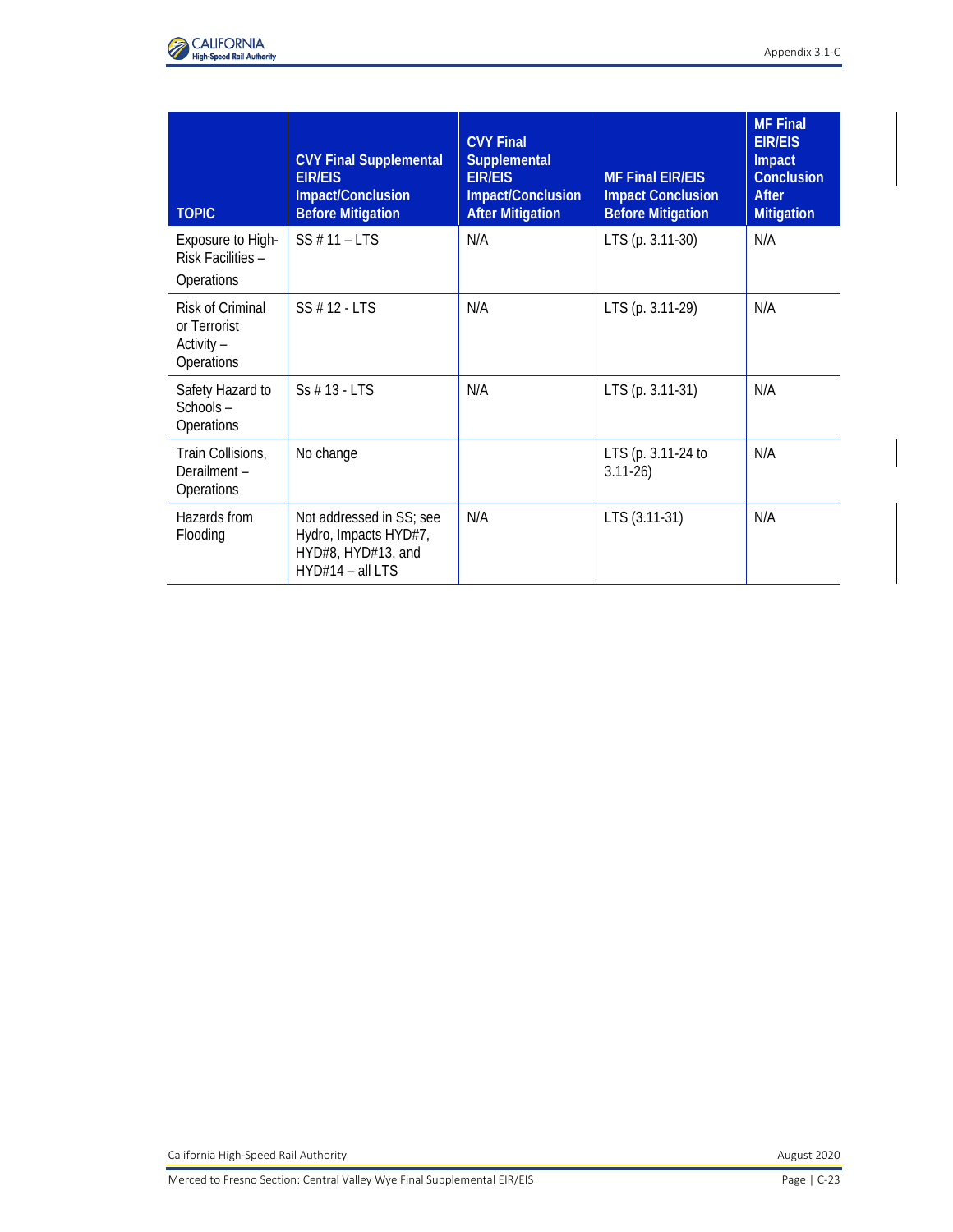| TOPIC | CVY Final Supplemental EIR/EIS Impact/Conclusion Before Mitigation | CVY Final Supplemental EIR/EIS Impact/Conclusion After Mitigation | MF Final EIR/EIS Impact Conclusion Before Mitigation | MF Final EIR/EIS Impact Conclusion After Mitigation |
|---|---|---|---|---|
| Exposure to High-Risk Facilities – Operations | SS # 11 – LTS | N/A | LTS (p. 3.11-30) | N/A |
| Risk of Criminal or Terrorist Activity – Operations | SS # 12 - LTS | N/A | LTS (p. 3.11-29) | N/A |
| Safety Hazard to Schools – Operations | Ss # 13 - LTS | N/A | LTS (p. 3.11-31) | N/A |
| Train Collisions, Derailment – Operations | No change | | LTS (p. 3.11-24 to 3.11-26) | N/A |
| Hazards from Flooding | Not addressed in SS; see Hydro, Impacts HYD#7, HYD#8, HYD#13, and HYD#14 – all LTS | N/A | LTS (3.11-31) | N/A |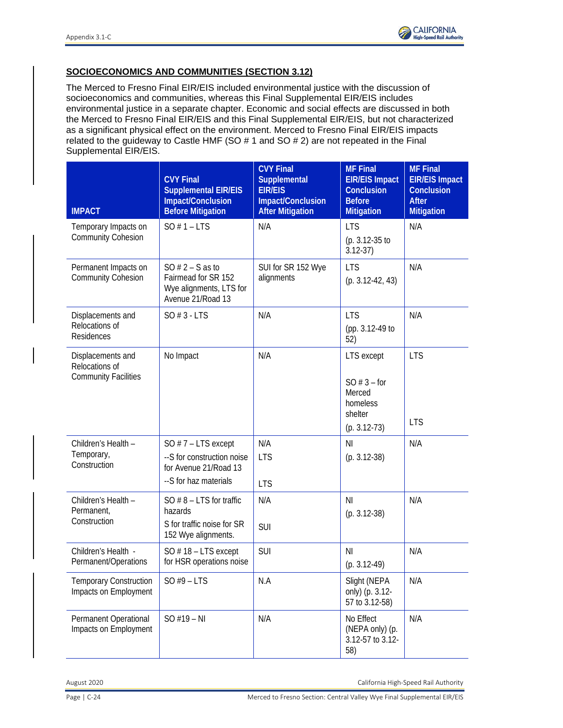**SOCIOECONOMICS AND COMMUNITIES (SECTION 3.12)**

The Merced to Fresno Final EIR/EIS included environmental justice with the discussion of socioeconomics and communities, whereas this Final Supplemental EIR/EIS includes environmental justice in a separate chapter. Economic and social effects are discussed in both the Merced to Fresno Final EIR/EIS and this Final Supplemental EIR/EIS, but not characterized as a significant physical effect on the environment. Merced to Fresno Final EIR/EIS impacts related to the guideway to Castle HMF (SO # 1 and SO # 2) are not repeated in the Final Supplemental EIR/EIS.

| IMPACT | CVY Final Supplemental EIR/EIS Impact/Conclusion Before Mitigation | CVY Final Supplemental EIR/EIS Impact/Conclusion After Mitigation | MF Final EIR/EIS Impact Conclusion Before Mitigation | MF Final EIR/EIS Impact Conclusion After Mitigation |
|---|---|---|---|---|
| Temporary Impacts on Community Cohesion | SO # 1 – LTS | N/A | LTS (p. 3.12-35 to 3.12-37) | N/A |
| Permanent Impacts on Community Cohesion | SO # 2 – S as to Fairmead for SR 152 Wye alignments, LTS for Avenue 21/Road 13 | SUI for SR 152 Wye alignments | LTS (p. 3.12-42, 43) | N/A |
| Displacements and Relocations of Residences | SO # 3 - LTS | N/A | LTS (pp. 3.12-49 to 52) | N/A |
| Displacements and Relocations of Community Facilities | No Impact | N/A | LTS except<br><br>SO # 3 – for Merced homeless shelter (p. 3.12-73) | LTS<br><br>LTS |
| Children's Health – Temporary, Construction | SO # 7 – LTS except<br>--S for construction noise for Avenue 21/Road 13<br>--S for haz materials | N/A<br>LTS<br><br>LTS | NI (p. 3.12-38) | N/A |
| Children's Health – Permanent, Construction | SO # 8 – LTS for traffic hazards<br>S for traffic noise for SR 152 Wye alignments. | N/A<br><br>SUI | NI (p. 3.12-38) | N/A |
| Children's Health - Permanent/Operations | SO # 18 – LTS except for HSR operations noise | SUI | NI (p. 3.12-49) | N/A |
| Temporary Construction Impacts on Employment | SO #9 – LTS | N.A | Slight (NEPA only) (p. 3.12-57 to 3.12-58) | N/A |
| Permanent Operational Impacts on Employment | SO #19 – NI | N/A | No Effect (NEPA only) (p. 3.12-57 to 3.12-58) | N/A |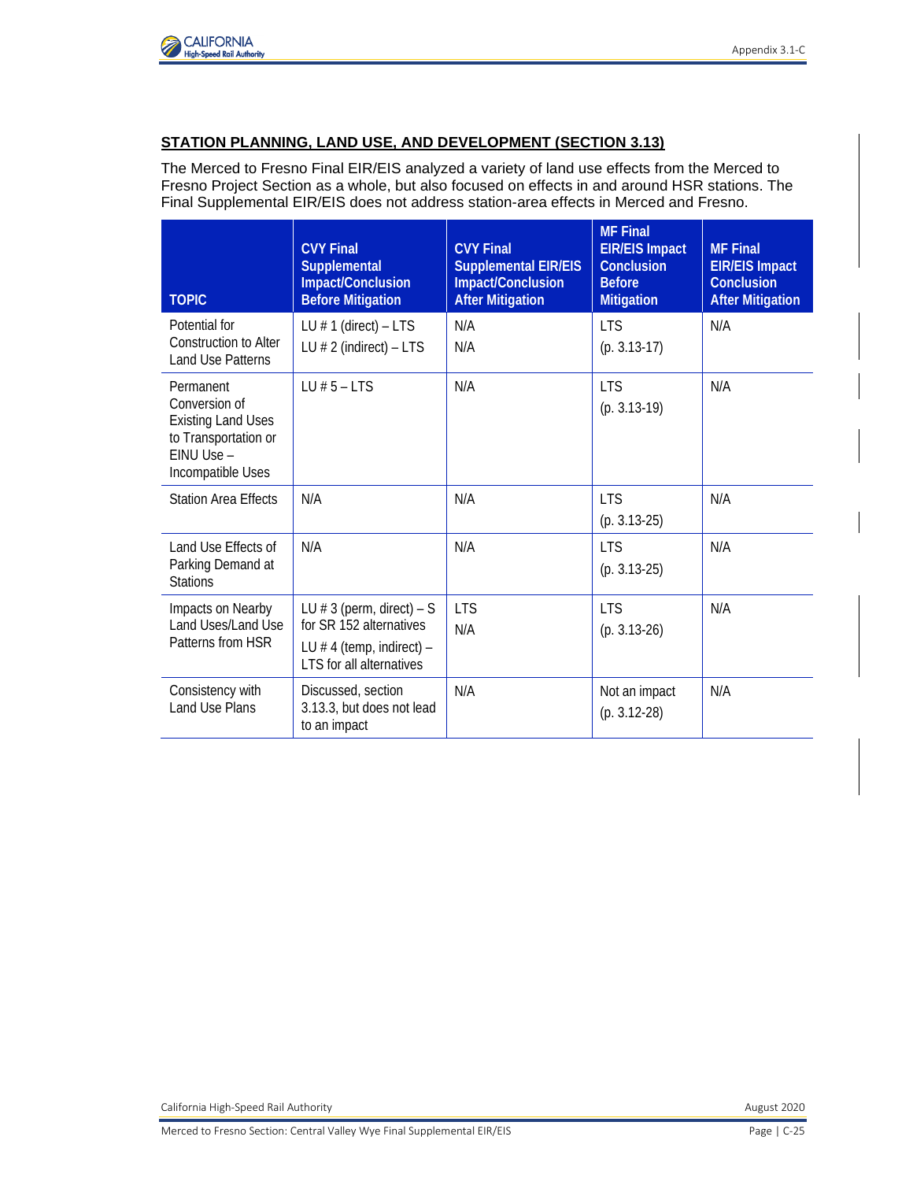## STATION PLANNING, LAND USE, AND DEVELOPMENT (SECTION 3.13)

The Merced to Fresno Final EIR/EIS analyzed a variety of land use effects from the Merced to Fresno Project Section as a whole, but also focused on effects in and around HSR stations. The Final Supplemental EIR/EIS does not address station-area effects in Merced and Fresno.

| TOPIC | CVY Final Supplemental Impact/Conclusion Before Mitigation | CVY Final Supplemental EIR/EIS Impact/Conclusion After Mitigation | MF Final EIR/EIS Impact Conclusion Before Mitigation | MF Final EIR/EIS Impact Conclusion After Mitigation |
|---|---|---|---|---|
| Potential for Construction to Alter Land Use Patterns | LU # 1 (direct) – LTS<br>LU # 2 (indirect) – LTS | N/A<br>N/A | LTS<br>(p. 3.13-17) | N/A |
| Permanent Conversion of Existing Land Uses to Transportation or EINU Use – Incompatible Uses | LU # 5 – LTS | N/A | LTS<br>(p. 3.13-19) | N/A |
| Station Area Effects | N/A | N/A | LTS<br>(p. 3.13-25) | N/A |
| Land Use Effects of Parking Demand at Stations | N/A | N/A | LTS<br>(p. 3.13-25) | N/A |
| Impacts on Nearby Land Uses/Land Use Patterns from HSR | LU # 3 (perm, direct) – S for SR 152 alternatives<br>LU # 4 (temp, indirect) – LTS for all alternatives | LTS<br>N/A | LTS<br>(p. 3.13-26) | N/A |
| Consistency with Land Use Plans | Discussed, section 3.13.3, but does not lead to an impact | N/A | Not an impact<br>(p. 3.12-28) | N/A |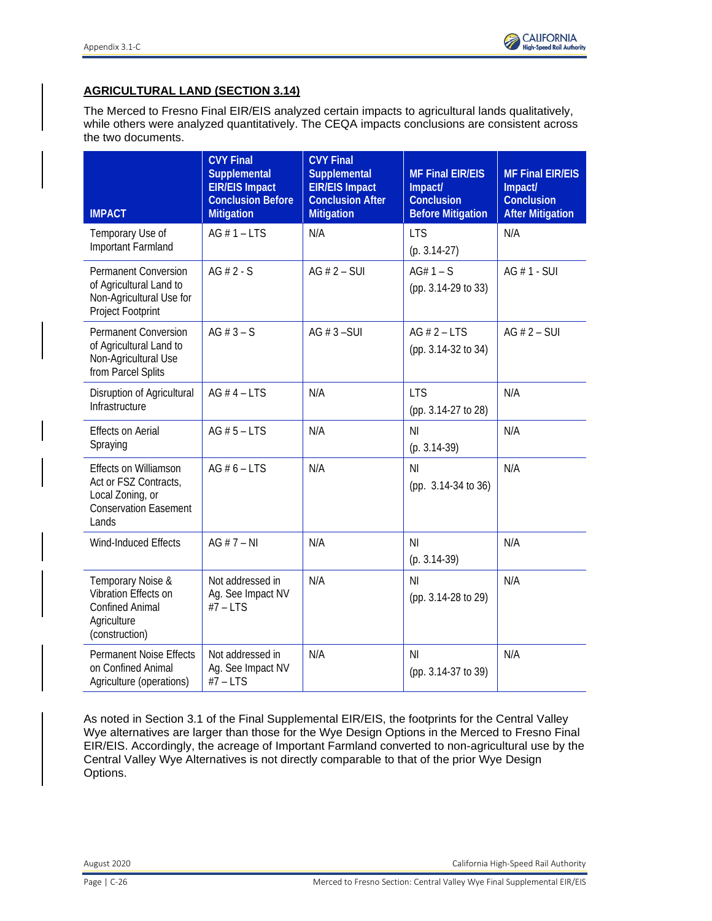## AGRICULTURAL LAND (SECTION 3.14)

The Merced to Fresno Final EIR/EIS analyzed certain impacts to agricultural lands qualitatively, while others were analyzed quantitatively. The CEQA impacts conclusions are consistent across the two documents.

| IMPACT | CVY Final Supplemental EIR/EIS Impact Conclusion Before Mitigation | CVY Final Supplemental EIR/EIS Impact Conclusion After Mitigation | MF Final EIR/EIS Impact/ Conclusion Before Mitigation | MF Final EIR/EIS Impact/ Conclusion After Mitigation |
|---|---|---|---|---|
| Temporary Use of Important Farmland | AG # 1 – LTS | N/A | LTS (p. 3.14-27) | N/A |
| Permanent Conversion of Agricultural Land to Non-Agricultural Use for Project Footprint | AG # 2 - S | AG # 2 – SUI | AG# 1 – S (pp. 3.14-29 to 33) | AG # 1 - SUI |
| Permanent Conversion of Agricultural Land to Non-Agricultural Use from Parcel Splits | AG # 3 – S | AG # 3 –SUI | AG # 2 – LTS (pp. 3.14-32 to 34) | AG # 2 – SUI |
| Disruption of Agricultural Infrastructure | AG # 4 – LTS | N/A | LTS (pp. 3.14-27 to 28) | N/A |
| Effects on Aerial Spraying | AG # 5 – LTS | N/A | NI (p. 3.14-39) | N/A |
| Effects on Williamson Act or FSZ Contracts, Local Zoning, or Conservation Easement Lands | AG # 6 – LTS | N/A | NI (pp. 3.14-34 to 36) | N/A |
| Wind-Induced Effects | AG # 7 – NI | N/A | NI (p. 3.14-39) | N/A |
| Temporary Noise & Vibration Effects on Confined Animal Agriculture (construction) | Not addressed in Ag. See Impact NV #7 – LTS | N/A | NI (pp. 3.14-28 to 29) | N/A |
| Permanent Noise Effects on Confined Animal Agriculture (operations) | Not addressed in Ag. See Impact NV #7 – LTS | N/A | NI (pp. 3.14-37 to 39) | N/A |

As noted in Section 3.1 of the Final Supplemental EIR/EIS, the footprints for the Central Valley Wye alternatives are larger than those for the Wye Design Options in the Merced to Fresno Final EIR/EIS. Accordingly, the acreage of Important Farmland converted to non-agricultural use by the Central Valley Wye Alternatives is not directly comparable to that of the prior Wye Design Options.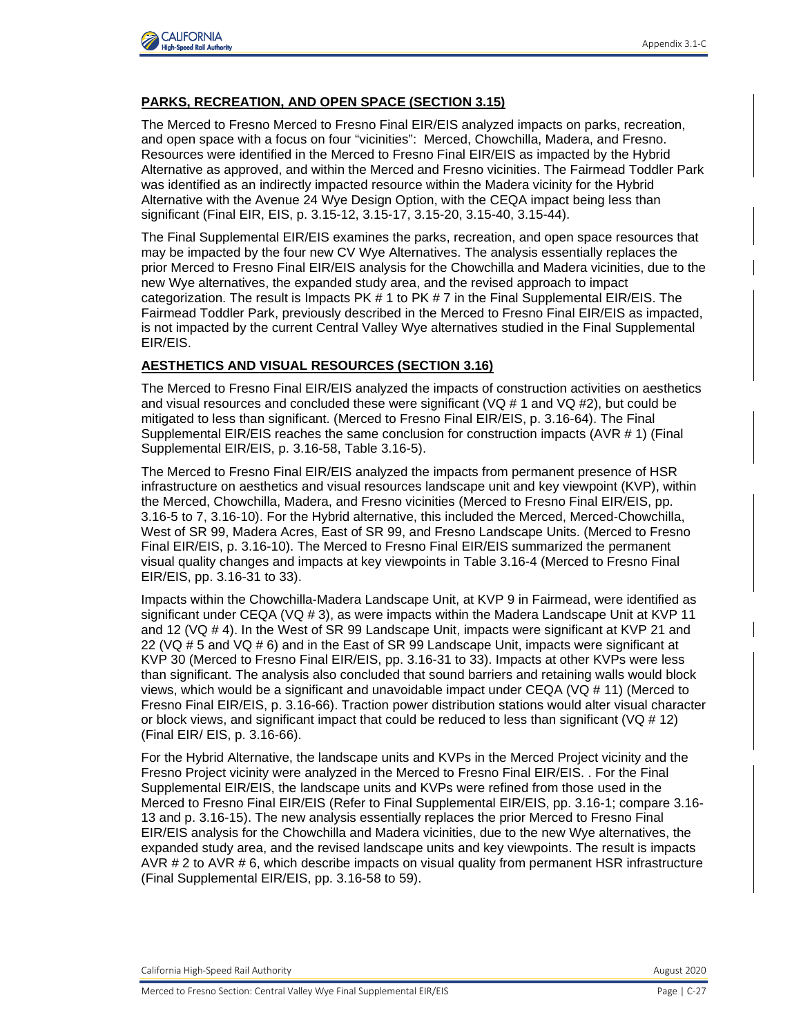**PARKS, RECREATION, AND OPEN SPACE (SECTION 3.15)**

The Merced to Fresno Merced to Fresno Final EIR/EIS analyzed impacts on parks, recreation, and open space with a focus on four "vicinities": Merced, Chowchilla, Madera, and Fresno. Resources were identified in the Merced to Fresno Final EIR/EIS as impacted by the Hybrid Alternative as approved, and within the Merced and Fresno vicinities. The Fairmead Toddler Park was identified as an indirectly impacted resource within the Madera vicinity for the Hybrid Alternative with the Avenue 24 Wye Design Option, with the CEQA impact being less than significant (Final EIR, EIS, p. 3.15-12, 3.15-17, 3.15-20, 3.15-40, 3.15-44).

The Final Supplemental EIR/EIS examines the parks, recreation, and open space resources that may be impacted by the four new CV Wye Alternatives. The analysis essentially replaces the prior Merced to Fresno Final EIR/EIS analysis for the Chowchilla and Madera vicinities, due to the new Wye alternatives, the expanded study area, and the revised approach to impact categorization. The result is Impacts PK # 1 to PK # 7 in the Final Supplemental EIR/EIS. The Fairmead Toddler Park, previously described in the Merced to Fresno Final EIR/EIS as impacted, is not impacted by the current Central Valley Wye alternatives studied in the Final Supplemental EIR/EIS.

**AESTHETICS AND VISUAL RESOURCES (SECTION 3.16)**

The Merced to Fresno Final EIR/EIS analyzed the impacts of construction activities on aesthetics and visual resources and concluded these were significant (VQ # 1 and VQ #2), but could be mitigated to less than significant. (Merced to Fresno Final EIR/EIS, p. 3.16-64). The Final Supplemental EIR/EIS reaches the same conclusion for construction impacts (AVR # 1) (Final Supplemental EIR/EIS, p. 3.16-58, Table 3.16-5).

The Merced to Fresno Final EIR/EIS analyzed the impacts from permanent presence of HSR infrastructure on aesthetics and visual resources landscape unit and key viewpoint (KVP), within the Merced, Chowchilla, Madera, and Fresno vicinities (Merced to Fresno Final EIR/EIS, pp. 3.16-5 to 7, 3.16-10). For the Hybrid alternative, this included the Merced, Merced-Chowchilla, West of SR 99, Madera Acres, East of SR 99, and Fresno Landscape Units. (Merced to Fresno Final EIR/EIS, p. 3.16-10). The Merced to Fresno Final EIR/EIS summarized the permanent visual quality changes and impacts at key viewpoints in Table 3.16-4 (Merced to Fresno Final EIR/EIS, pp. 3.16-31 to 33).

Impacts within the Chowchilla-Madera Landscape Unit, at KVP 9 in Fairmead, were identified as significant under CEQA (VQ # 3), as were impacts within the Madera Landscape Unit at KVP 11 and 12 (VQ # 4). In the West of SR 99 Landscape Unit, impacts were significant at KVP 21 and 22 (VQ # 5 and VQ # 6) and in the East of SR 99 Landscape Unit, impacts were significant at KVP 30 (Merced to Fresno Final EIR/EIS, pp. 3.16-31 to 33). Impacts at other KVPs were less than significant. The analysis also concluded that sound barriers and retaining walls would block views, which would be a significant and unavoidable impact under CEQA (VQ # 11) (Merced to Fresno Final EIR/EIS, p. 3.16-66). Traction power distribution stations would alter visual character or block views, and significant impact that could be reduced to less than significant (VQ # 12) (Final EIR/ EIS, p. 3.16-66).

For the Hybrid Alternative, the landscape units and KVPs in the Merced Project vicinity and the Fresno Project vicinity were analyzed in the Merced to Fresno Final EIR/EIS. . For the Final Supplemental EIR/EIS, the landscape units and KVPs were refined from those used in the Merced to Fresno Final EIR/EIS (Refer to Final Supplemental EIR/EIS, pp. 3.16-1; compare 3.16-13 and p. 3.16-15). The new analysis essentially replaces the prior Merced to Fresno Final EIR/EIS analysis for the Chowchilla and Madera vicinities, due to the new Wye alternatives, the expanded study area, and the revised landscape units and key viewpoints. The result is impacts AVR # 2 to AVR # 6, which describe impacts on visual quality from permanent HSR infrastructure (Final Supplemental EIR/EIS, pp. 3.16-58 to 59).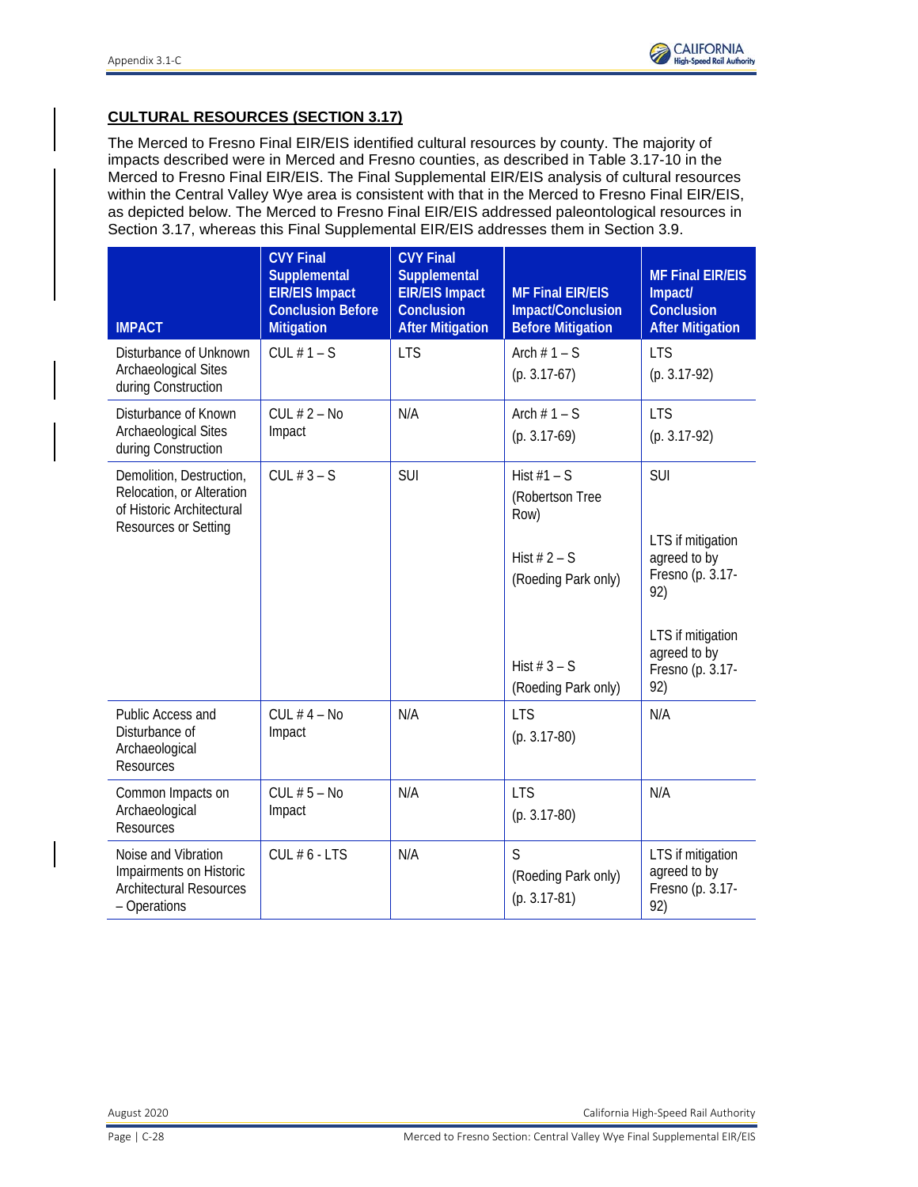## CULTURAL RESOURCES (SECTION 3.17)

The Merced to Fresno Final EIR/EIS identified cultural resources by county. The majority of impacts described were in Merced and Fresno counties, as described in Table 3.17-10 in the Merced to Fresno Final EIR/EIS. The Final Supplemental EIR/EIS analysis of cultural resources within the Central Valley Wye area is consistent with that in the Merced to Fresno Final EIR/EIS, as depicted below. The Merced to Fresno Final EIR/EIS addressed paleontological resources in Section 3.17, whereas this Final Supplemental EIR/EIS addresses them in Section 3.9.

| IMPACT | CVY Final Supplemental EIR/EIS Impact Conclusion Before Mitigation | CVY Final Supplemental EIR/EIS Impact Conclusion After Mitigation | MF Final EIR/EIS Impact/Conclusion Before Mitigation | MF Final EIR/EIS Impact/ Conclusion After Mitigation |
|---|---|---|---|---|
| Disturbance of Unknown Archaeological Sites during Construction | CUL # 1 – S | LTS | Arch # 1 – S (p. 3.17-67) | LTS (p. 3.17-92) |
| Disturbance of Known Archaeological Sites during Construction | CUL # 2 – No Impact | N/A | Arch # 1 – S (p. 3.17-69) | LTS (p. 3.17-92) |
| Demolition, Destruction, Relocation, or Alteration of Historic Architectural Resources or Setting | CUL # 3 – S | SUI | Hist #1 – S (Robertson Tree Row)<br>Hist # 2 – S (Roeding Park only)<br>Hist # 3 – S (Roeding Park only) | SUI<br>LTS if mitigation agreed to by Fresno (p. 3.17-92)<br>LTS if mitigation agreed to by Fresno (p. 3.17-92) |
| Public Access and Disturbance of Archaeological Resources | CUL # 4 – No Impact | N/A | LTS (p. 3.17-80) | N/A |
| Common Impacts on Archaeological Resources | CUL # 5 – No Impact | N/A | LTS (p. 3.17-80) | N/A |
| Noise and Vibration Impairments on Historic Architectural Resources – Operations | CUL # 6 - LTS | N/A | S (Roeding Park only) (p. 3.17-81) | LTS if mitigation agreed to by Fresno (p. 3.17-92) |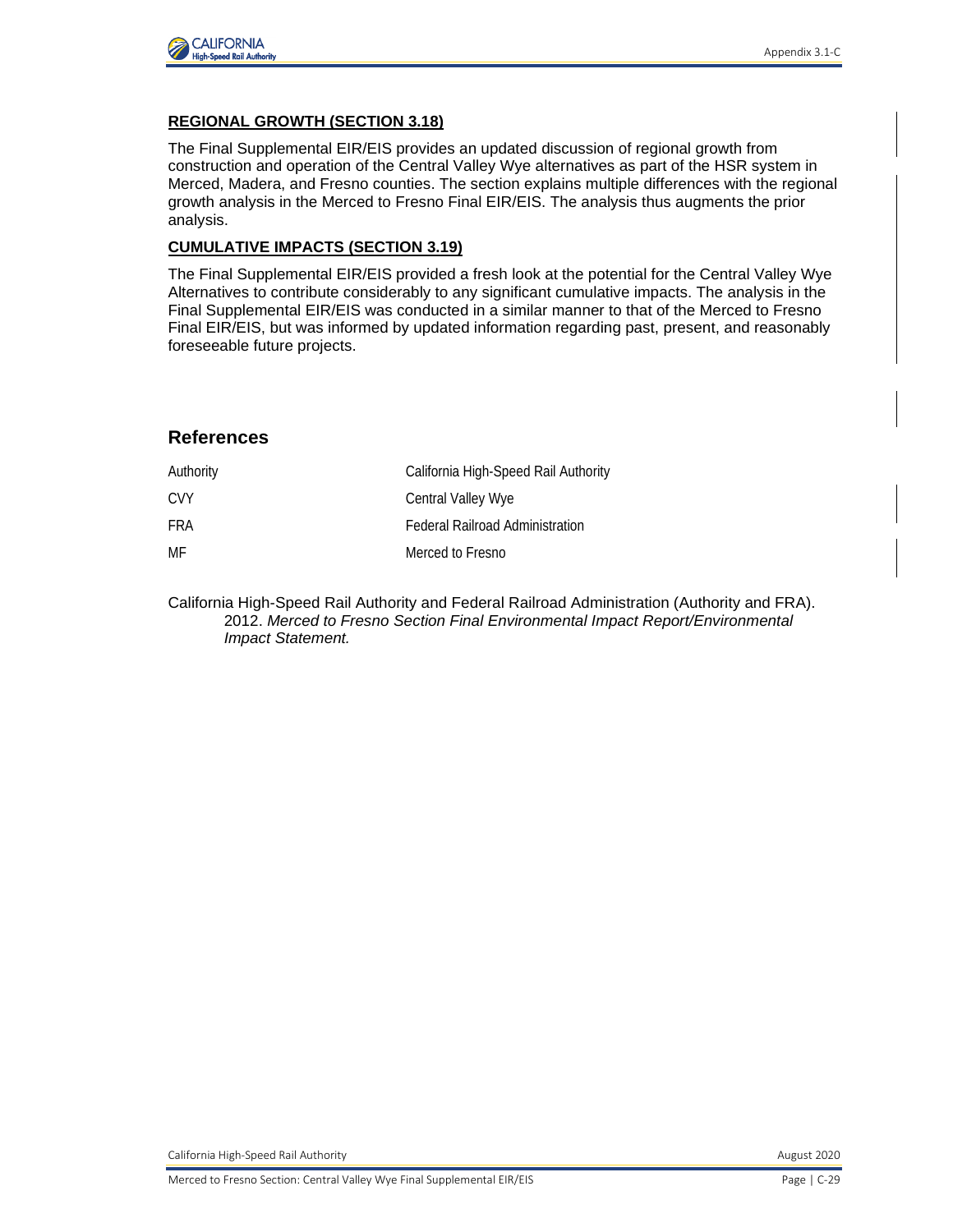**REGIONAL GROWTH (SECTION 3.18)**

The Final Supplemental EIR/EIS provides an updated discussion of regional growth from construction and operation of the Central Valley Wye alternatives as part of the HSR system in Merced, Madera, and Fresno counties. The section explains multiple differences with the regional growth analysis in the Merced to Fresno Final EIR/EIS. The analysis thus augments the prior analysis.

**CUMULATIVE IMPACTS (SECTION 3.19)**

The Final Supplemental EIR/EIS provided a fresh look at the potential for the Central Valley Wye Alternatives to contribute considerably to any significant cumulative impacts. The analysis in the Final Supplemental EIR/EIS was conducted in a similar manner to that of the Merced to Fresno Final EIR/EIS, but was informed by updated information regarding past, present, and reasonably foreseeable future projects.

## References

| | |
|---|---|
| Authority | California High-Speed Rail Authority |
| CVY | Central Valley Wye |
| FRA | Federal Railroad Administration |
| MF | Merced to Fresno |

California High-Speed Rail Authority and Federal Railroad Administration (Authority and FRA). 2012. *Merced to Fresno Section Final Environmental Impact Report/Environmental Impact Statement.*